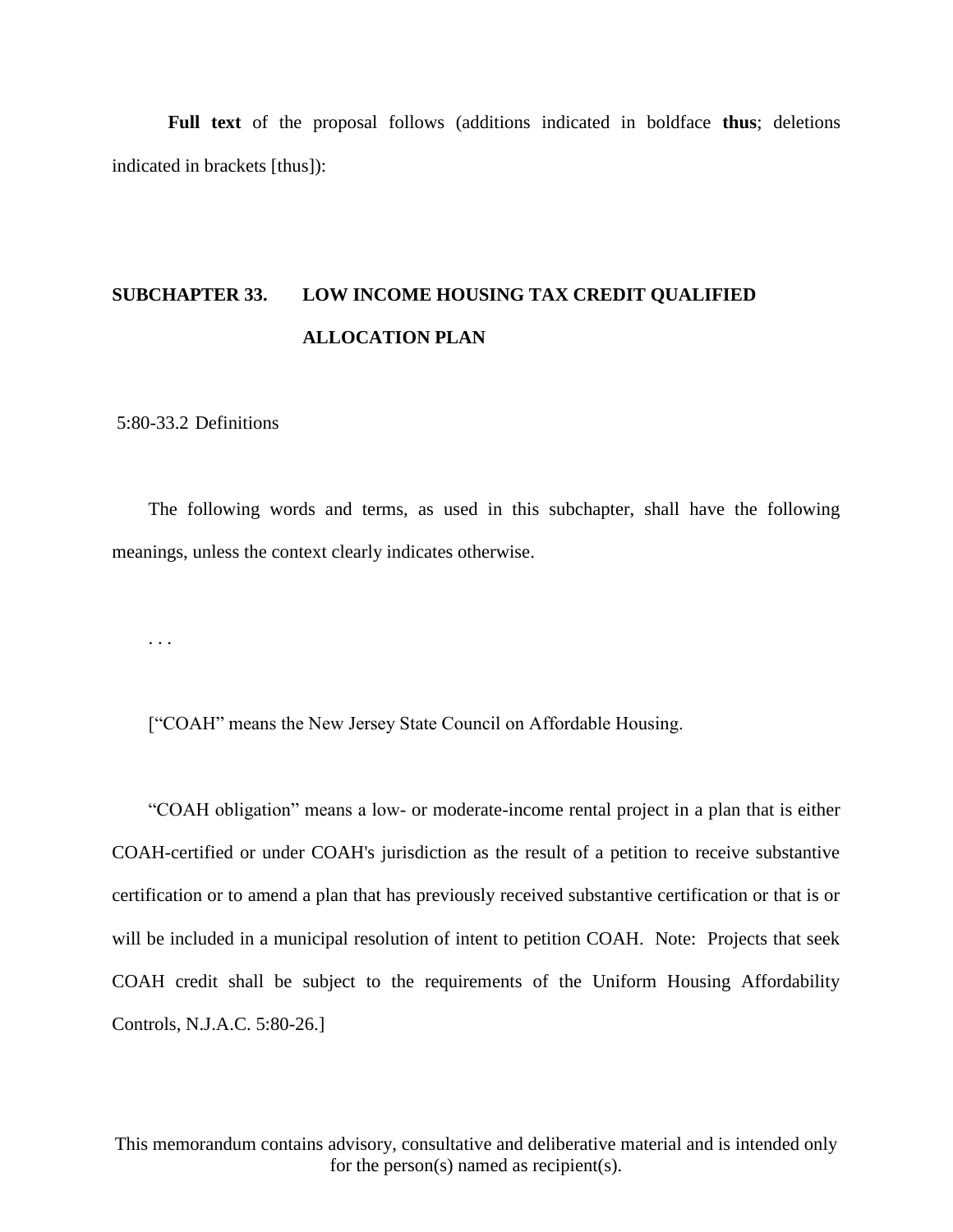**Full text** of the proposal follows (additions indicated in boldface **thus**; deletions indicated in brackets [thus]):

**SUBCHAPTER 33. LOW INCOME HOUSING TAX CREDIT QUALIFIED ALLOCATION PLAN**

5:80-33.2 Definitions

The following words and terms, as used in this subchapter, shall have the following meanings, unless the context clearly indicates otherwise.

. . .

[“COAH” means the New Jersey State Council on Affordable Housing.

“COAH obligation” means a low- or moderate-income rental project in a plan that is either COAH-certified or under COAH's jurisdiction as the result of a petition to receive substantive certification or to amend a plan that has previously received substantive certification or that is or will be included in a municipal resolution of intent to petition COAH. Note: Projects that seek COAH credit shall be subject to the requirements of the Uniform Housing Affordability Controls, N.J.A.C. 5:80-26.]

This memorandum contains advisory, consultative and deliberative material and is intended only for the person(s) named as recipient(s).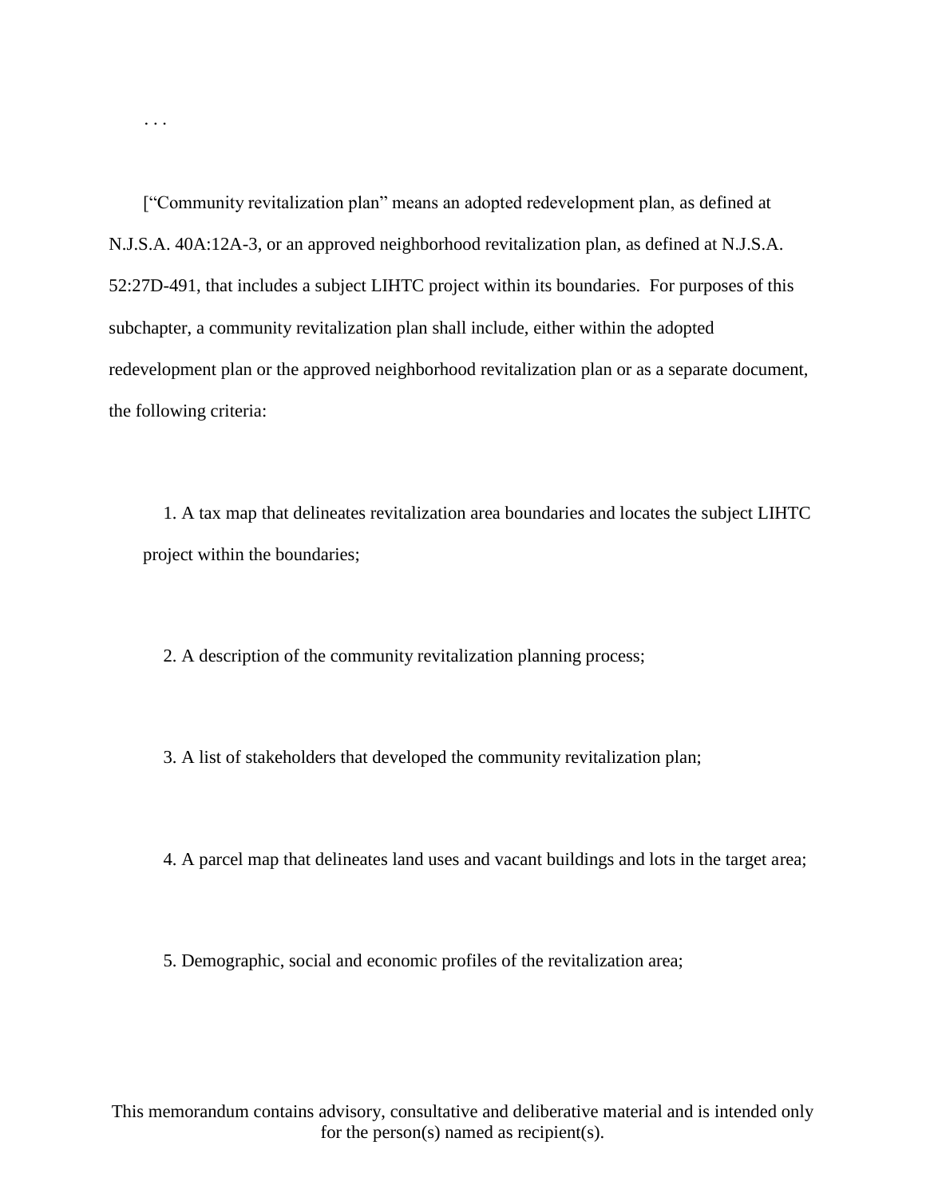. . .

[“Community revitalization plan” means an adopted redevelopment plan, as defined at N.J.S.A. 40A:12A-3, or an approved neighborhood revitalization plan, as defined at N.J.S.A. 52:27D-491, that includes a subject LIHTC project within its boundaries. For purposes of this subchapter, a community revitalization plan shall include, either within the adopted redevelopment plan or the approved neighborhood revitalization plan or as a separate document, the following criteria:

1. A tax map that delineates revitalization area boundaries and locates the subject LIHTC project within the boundaries;

2. A description of the community revitalization planning process;

3. A list of stakeholders that developed the community revitalization plan;

4. A parcel map that delineates land uses and vacant buildings and lots in the target area;

5. Demographic, social and economic profiles of the revitalization area;

This memorandum contains advisory, consultative and deliberative material and is intended only for the person(s) named as recipient(s).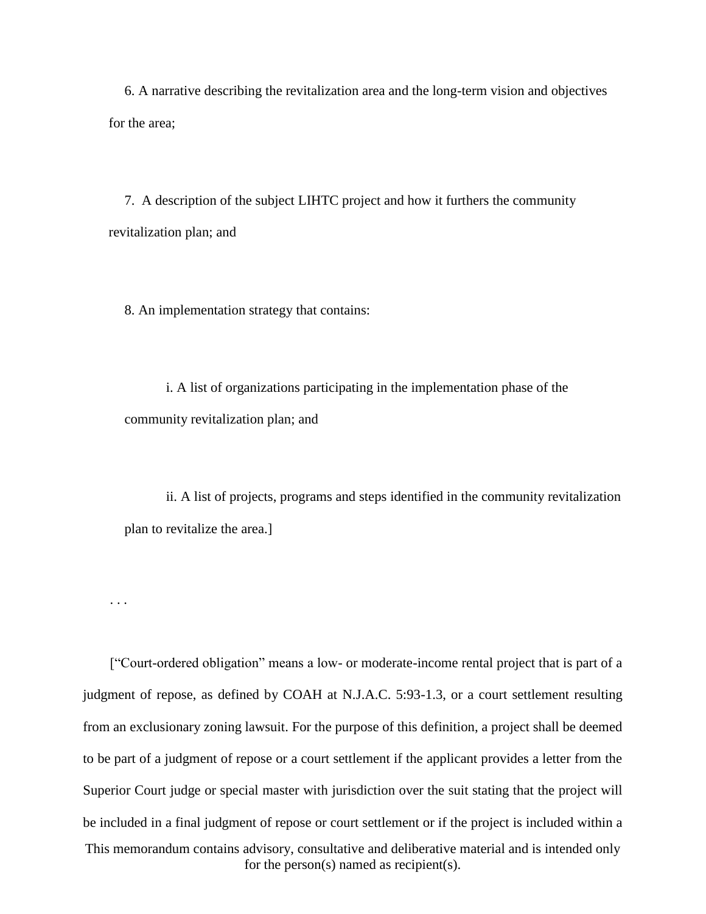6. A narrative describing the revitalization area and the long-term vision and objectives for the area;

7. A description of the subject LIHTC project and how it furthers the community revitalization plan; and

8. An implementation strategy that contains:

    i. A list of organizations participating in the implementation phase of the community revitalization plan; and

    ii. A list of projects, programs and steps identified in the community revitalization plan to revitalize the area.]

. . .

["Court-ordered obligation" means a low- or moderate-income rental project that is part of a judgment of repose, as defined by COAH at N.J.A.C. 5:93-1.3, or a court settlement resulting from an exclusionary zoning lawsuit. For the purpose of this definition, a project shall be deemed to be part of a judgment of repose or a court settlement if the applicant provides a letter from the Superior Court judge or special master with jurisdiction over the suit stating that the project will be included in a final judgment of repose or court settlement or if the project is included within a

This memorandum contains advisory, consultative and deliberative material and is intended only for the person(s) named as recipient(s).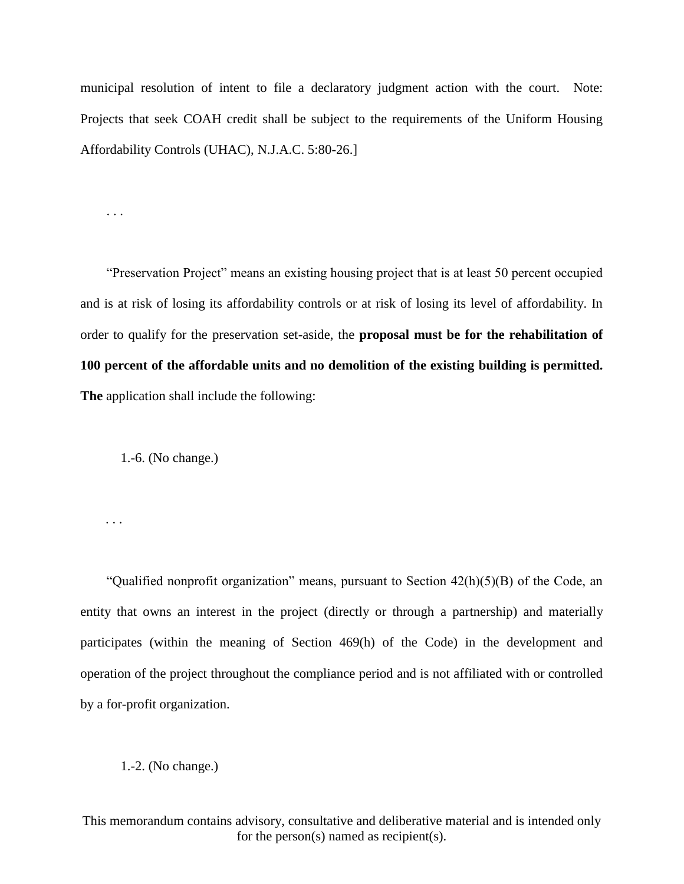municipal resolution of intent to file a declaratory judgment action with the court. Note: Projects that seek COAH credit shall be subject to the requirements of the Uniform Housing Affordability Controls (UHAC), N.J.A.C. 5:80-26.]

. . .

"Preservation Project" means an existing housing project that is at least 50 percent occupied and is at risk of losing its affordability controls or at risk of losing its level of affordability. In order to qualify for the preservation set-aside, the **proposal must be for the rehabilitation of 100 percent of the affordable units and no demolition of the existing building is permitted. The** application shall include the following:

1.-6. (No change.)

. . .

"Qualified nonprofit organization" means, pursuant to Section 42(h)(5)(B) of the Code, an entity that owns an interest in the project (directly or through a partnership) and materially participates (within the meaning of Section 469(h) of the Code) in the development and operation of the project throughout the compliance period and is not affiliated with or controlled by a for-profit organization.

1.-2. (No change.)

This memorandum contains advisory, consultative and deliberative material and is intended only for the person(s) named as recipient(s).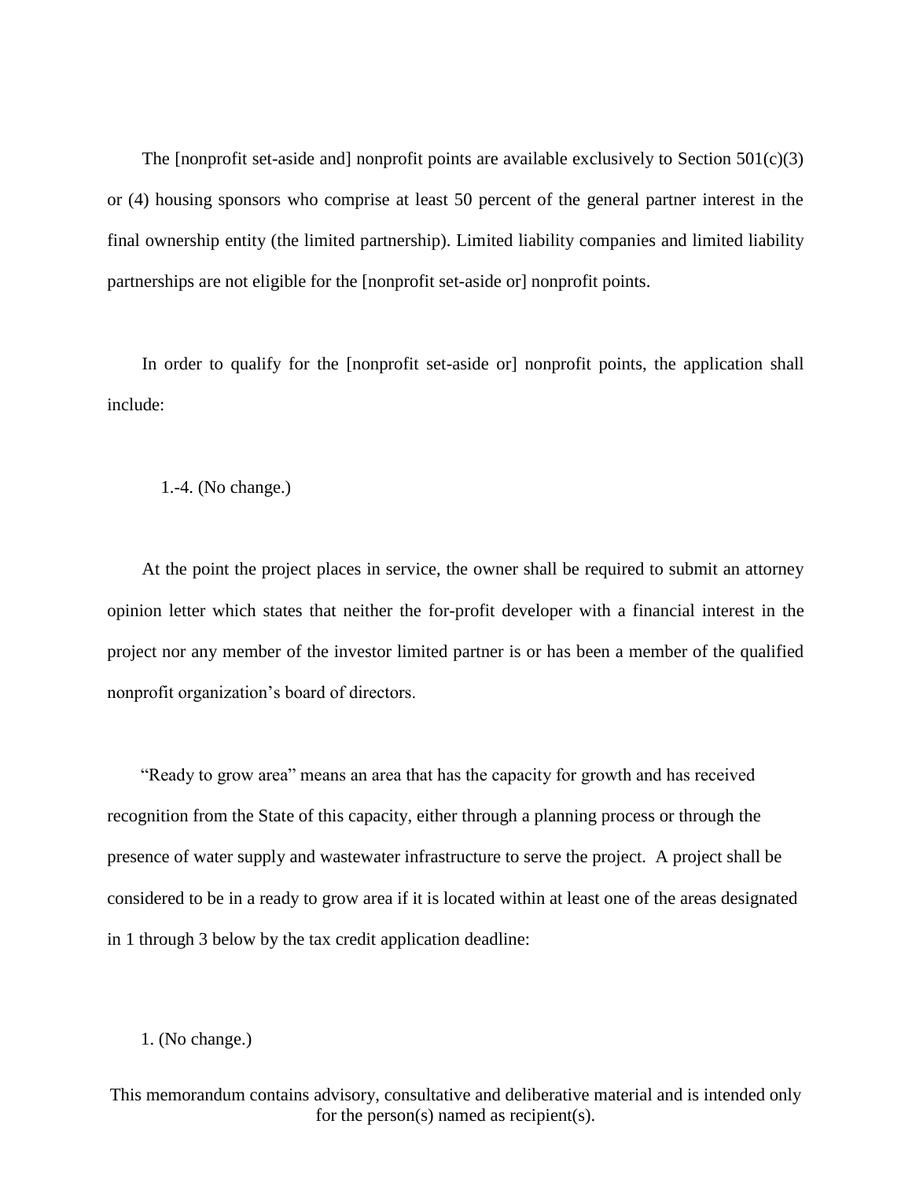The [nonprofit set-aside and] nonprofit points are available exclusively to Section 501(c)(3) or (4) housing sponsors who comprise at least 50 percent of the general partner interest in the final ownership entity (the limited partnership). Limited liability companies and limited liability partnerships are not eligible for the [nonprofit set-aside or] nonprofit points.

In order to qualify for the [nonprofit set-aside or] nonprofit points, the application shall include:

1.-4. (No change.)

At the point the project places in service, the owner shall be required to submit an attorney opinion letter which states that neither the for-profit developer with a financial interest in the project nor any member of the investor limited partner is or has been a member of the qualified nonprofit organization's board of directors.

"Ready to grow area" means an area that has the capacity for growth and has received recognition from the State of this capacity, either through a planning process or through the presence of water supply and wastewater infrastructure to serve the project. A project shall be considered to be in a ready to grow area if it is located within at least one of the areas designated in 1 through 3 below by the tax credit application deadline:

1. (No change.)

This memorandum contains advisory, consultative and deliberative material and is intended only for the person(s) named as recipient(s).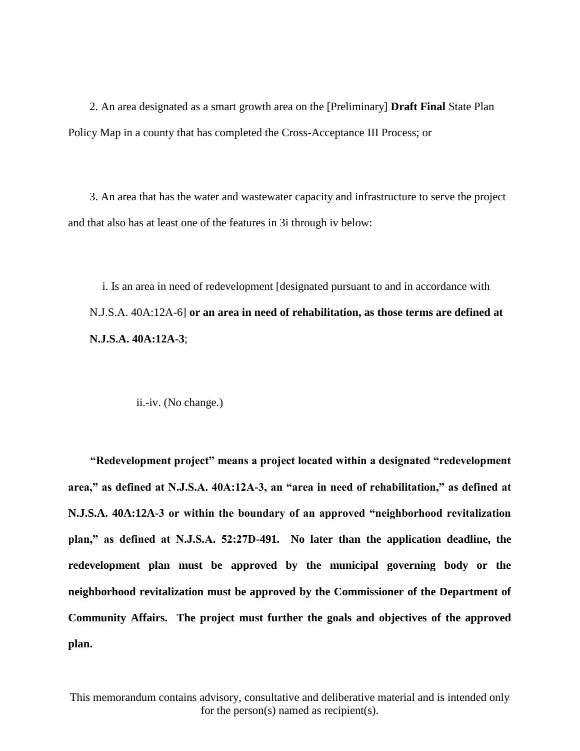2. An area designated as a smart growth area on the [Preliminary] **Draft Final** State Plan Policy Map in a county that has completed the Cross-Acceptance III Process; or

3. An area that has the water and wastewater capacity and infrastructure to serve the project and that also has at least one of the features in 3i through iv below:

i. Is an area in need of redevelopment [designated pursuant to and in accordance with N.J.S.A. 40A:12A-6] **or an area in need of rehabilitation, as those terms are defined at N.J.S.A. 40A:12A-3**;

ii.-iv. (No change.)

**"Redevelopment project" means a project located within a designated "redevelopment area," as defined at N.J.S.A. 40A:12A-3, an "area in need of rehabilitation," as defined at N.J.S.A. 40A:12A-3 or within the boundary of an approved "neighborhood revitalization plan," as defined at N.J.S.A. 52:27D-491. No later than the application deadline, the redevelopment plan must be approved by the municipal governing body or the neighborhood revitalization must be approved by the Commissioner of the Department of Community Affairs. The project must further the goals and objectives of the approved plan.**

This memorandum contains advisory, consultative and deliberative material and is intended only for the person(s) named as recipient(s).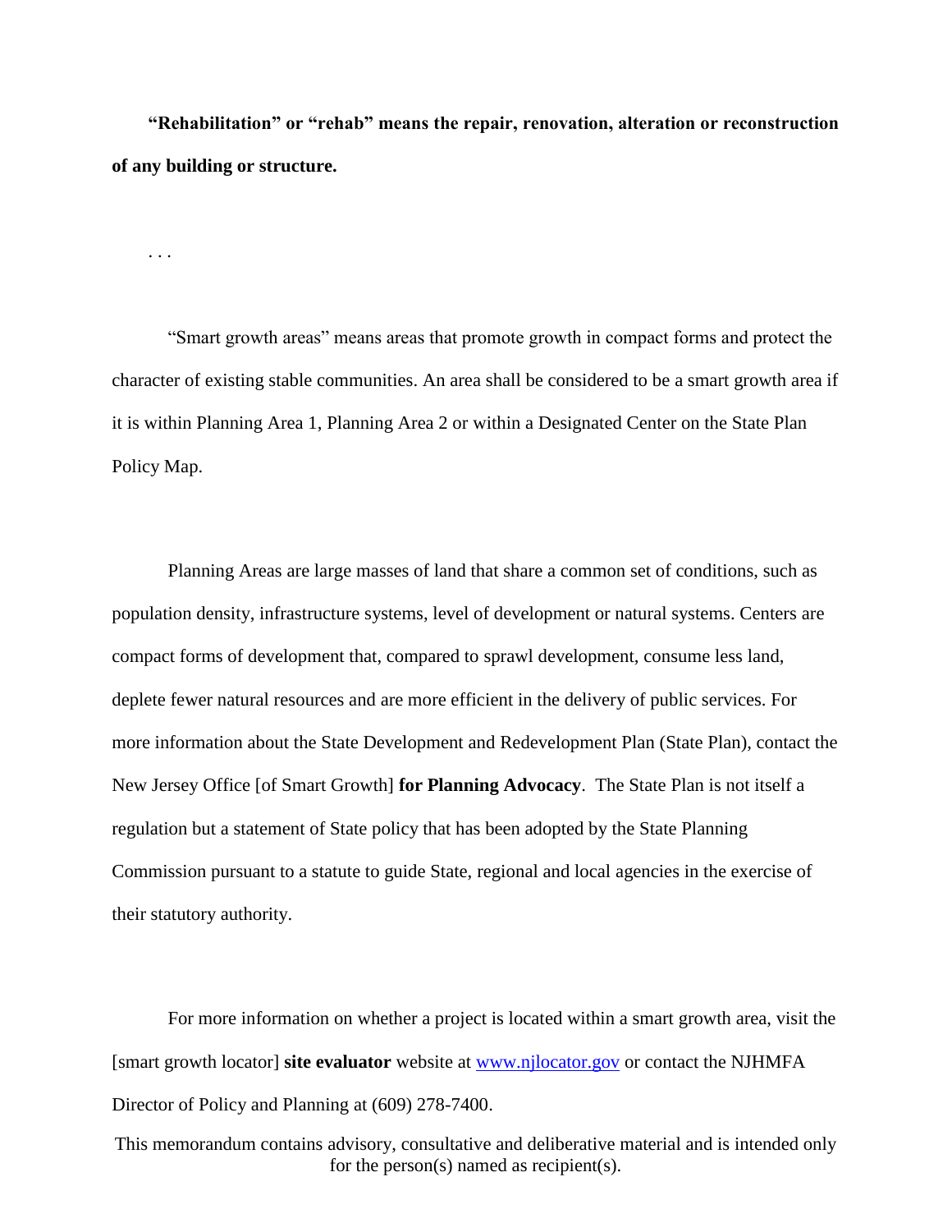**"Rehabilitation" or "rehab" means the repair, renovation, alteration or reconstruction of any building or structure.**

. . .

"Smart growth areas" means areas that promote growth in compact forms and protect the character of existing stable communities. An area shall be considered to be a smart growth area if it is within Planning Area 1, Planning Area 2 or within a Designated Center on the State Plan Policy Map.

Planning Areas are large masses of land that share a common set of conditions, such as population density, infrastructure systems, level of development or natural systems. Centers are compact forms of development that, compared to sprawl development, consume less land, deplete fewer natural resources and are more efficient in the delivery of public services. For more information about the State Development and Redevelopment Plan (State Plan), contact the New Jersey Office [of Smart Growth] **for Planning Advocacy**. The State Plan is not itself a regulation but a statement of State policy that has been adopted by the State Planning Commission pursuant to a statute to guide State, regional and local agencies in the exercise of their statutory authority.

For more information on whether a project is located within a smart growth area, visit the [smart growth locator] **site evaluator** website at [www.njlocator.gov](http://www.njlocator.gov) or contact the NJHMFA Director of Policy and Planning at (609) 278-7400.

This memorandum contains advisory, consultative and deliberative material and is intended only for the person(s) named as recipient(s).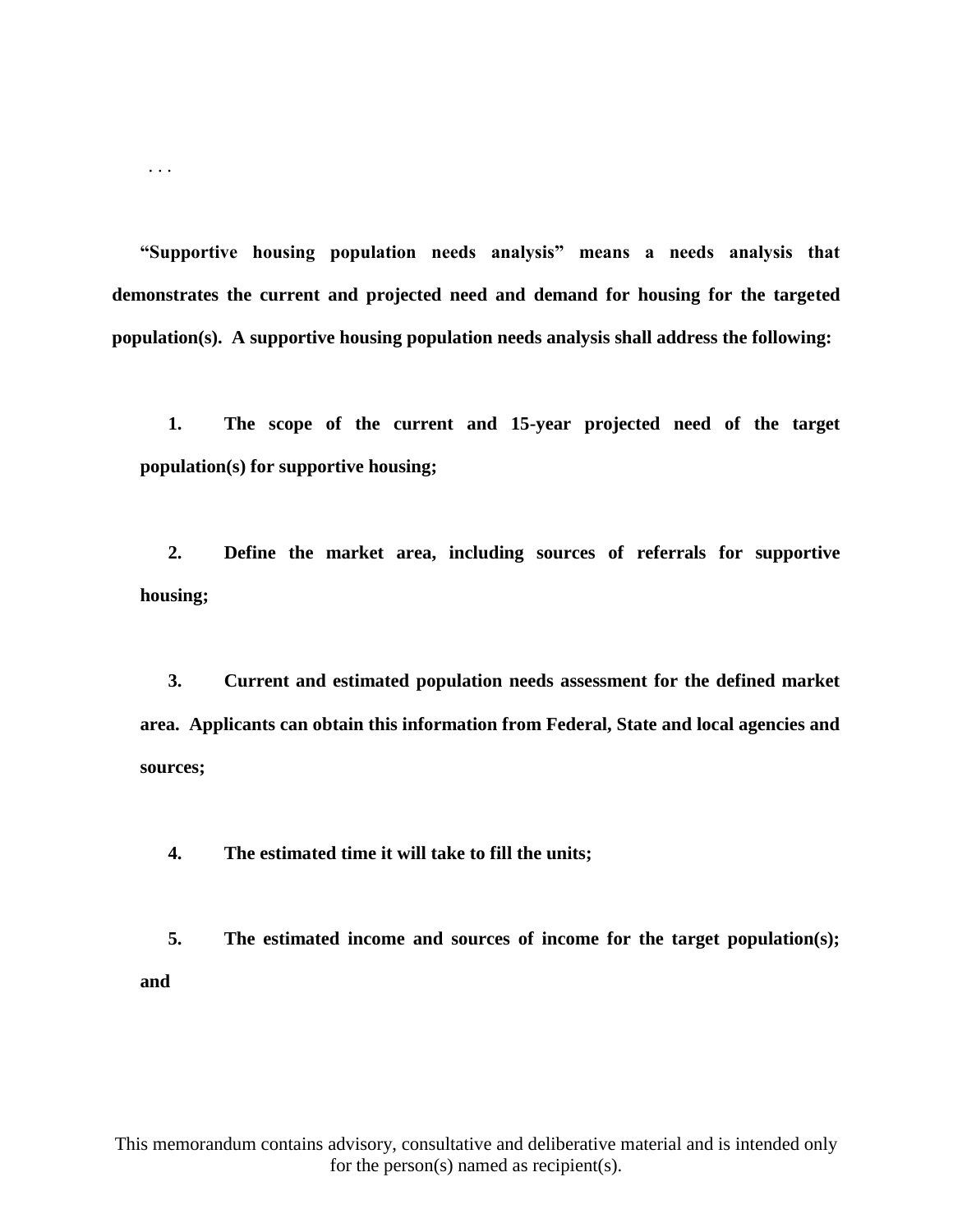. . .

**"Supportive housing population needs analysis" means a needs analysis that demonstrates the current and projected need and demand for housing for the targeted population(s). A supportive housing population needs analysis shall address the following:**

**1. The scope of the current and 15-year projected need of the target population(s) for supportive housing;**

**2. Define the market area, including sources of referrals for supportive housing;**

**3. Current and estimated population needs assessment for the defined market area. Applicants can obtain this information from Federal, State and local agencies and sources;**

**4. The estimated time it will take to fill the units;**

**5. The estimated income and sources of income for the target population(s); and**

This memorandum contains advisory, consultative and deliberative material and is intended only for the person(s) named as recipient(s).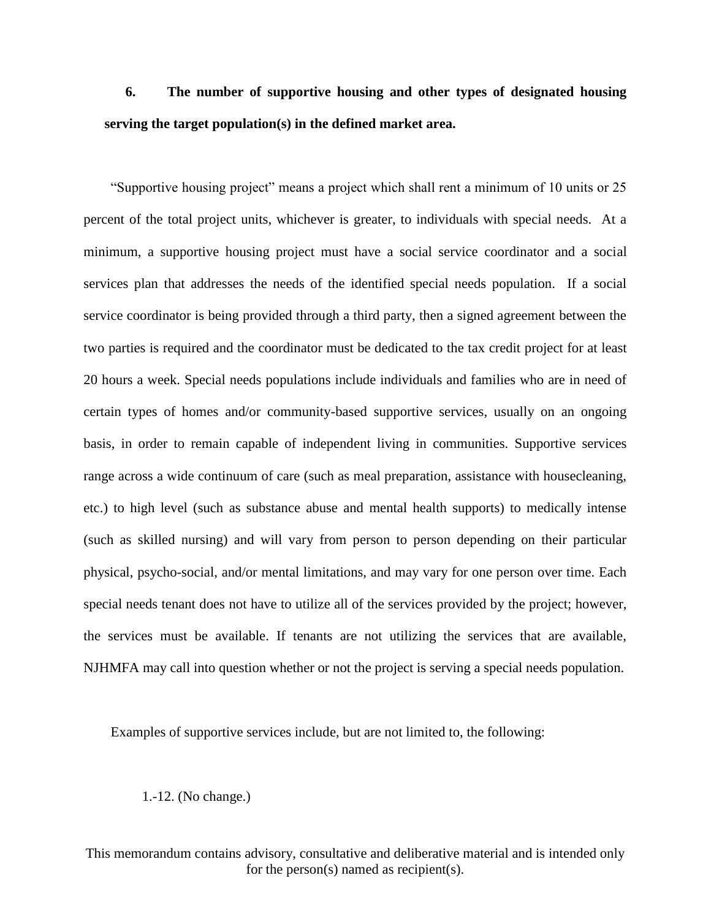**6. The number of supportive housing and other types of designated housing serving the target population(s) in the defined market area.**

"Supportive housing project" means a project which shall rent a minimum of 10 units or 25 percent of the total project units, whichever is greater, to individuals with special needs. At a minimum, a supportive housing project must have a social service coordinator and a social services plan that addresses the needs of the identified special needs population. If a social service coordinator is being provided through a third party, then a signed agreement between the two parties is required and the coordinator must be dedicated to the tax credit project for at least 20 hours a week. Special needs populations include individuals and families who are in need of certain types of homes and/or community-based supportive services, usually on an ongoing basis, in order to remain capable of independent living in communities. Supportive services range across a wide continuum of care (such as meal preparation, assistance with housecleaning, etc.) to high level (such as substance abuse and mental health supports) to medically intense (such as skilled nursing) and will vary from person to person depending on their particular physical, psycho-social, and/or mental limitations, and may vary for one person over time. Each special needs tenant does not have to utilize all of the services provided by the project; however, the services must be available. If tenants are not utilizing the services that are available, NJHMFA may call into question whether or not the project is serving a special needs population.

Examples of supportive services include, but are not limited to, the following:

1.-12. (No change.)

This memorandum contains advisory, consultative and deliberative material and is intended only for the person(s) named as recipient(s).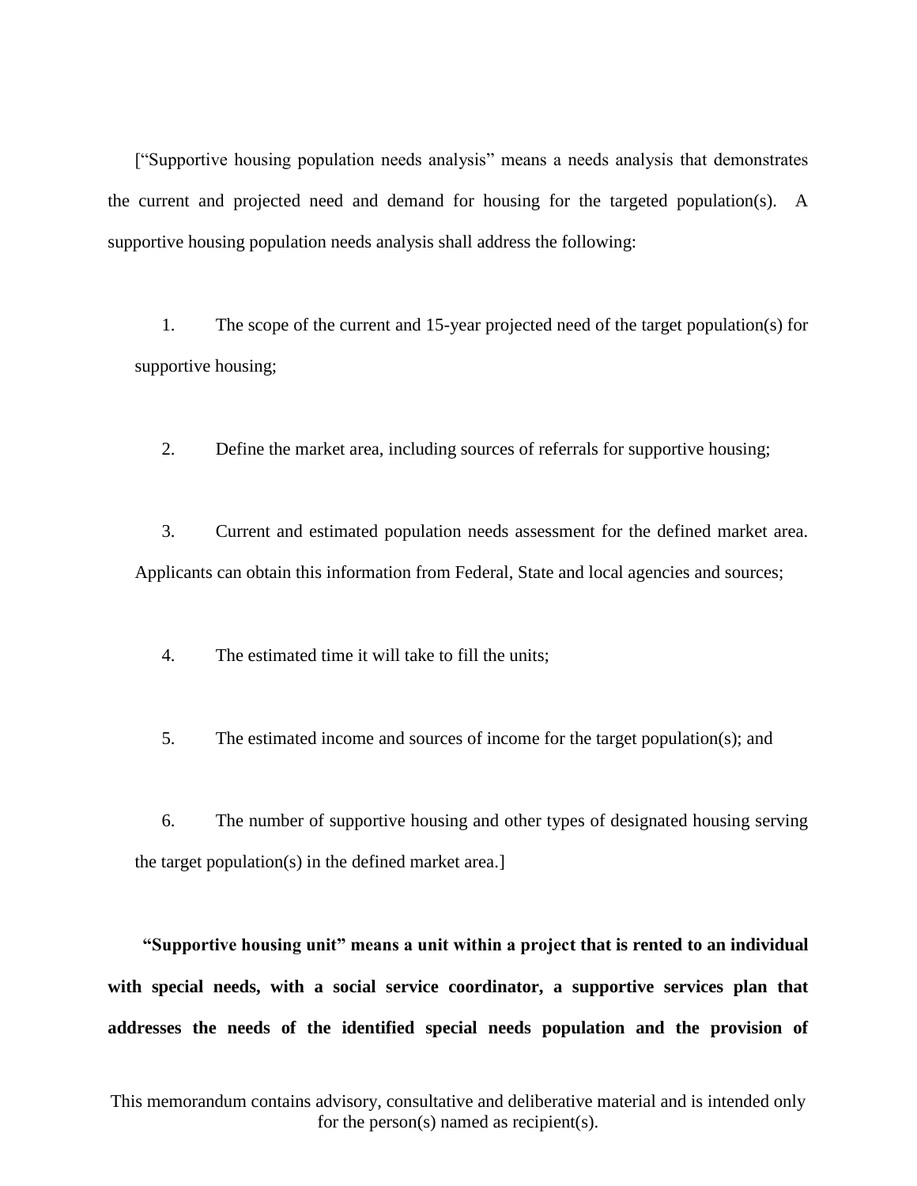[“Supportive housing population needs analysis” means a needs analysis that demonstrates the current and projected need and demand for housing for the targeted population(s). A supportive housing population needs analysis shall address the following:

1. The scope of the current and 15-year projected need of the target population(s) for supportive housing;

2. Define the market area, including sources of referrals for supportive housing;

3. Current and estimated population needs assessment for the defined market area. Applicants can obtain this information from Federal, State and local agencies and sources;

4. The estimated time it will take to fill the units;

5. The estimated income and sources of income for the target population(s); and

6. The number of supportive housing and other types of designated housing serving the target population(s) in the defined market area.]

**“Supportive housing unit” means a unit within a project that is rented to an individual with special needs, with a social service coordinator, a supportive services plan that addresses the needs of the identified special needs population and the provision of**

This memorandum contains advisory, consultative and deliberative material and is intended only for the person(s) named as recipient(s).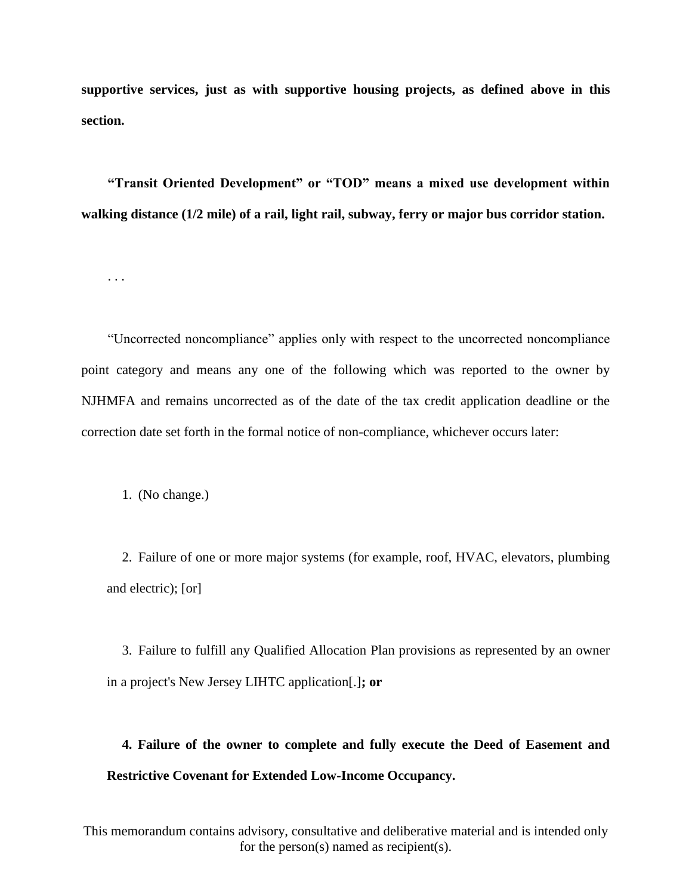**supportive services, just as with supportive housing projects, as defined above in this section.**

**"Transit Oriented Development" or "TOD" means a mixed use development within walking distance (1/2 mile) of a rail, light rail, subway, ferry or major bus corridor station.**

. . .

"Uncorrected noncompliance" applies only with respect to the uncorrected noncompliance point category and means any one of the following which was reported to the owner by NJHMFA and remains uncorrected as of the date of the tax credit application deadline or the correction date set forth in the formal notice of non-compliance, whichever occurs later:

1. (No change.)

2. Failure of one or more major systems (for example, roof, HVAC, elevators, plumbing and electric); [or]

3. Failure to fulfill any Qualified Allocation Plan provisions as represented by an owner in a project's New Jersey LIHTC application[.]**; or**

**4. Failure of the owner to complete and fully execute the Deed of Easement and Restrictive Covenant for Extended Low-Income Occupancy.**

This memorandum contains advisory, consultative and deliberative material and is intended only for the person(s) named as recipient(s).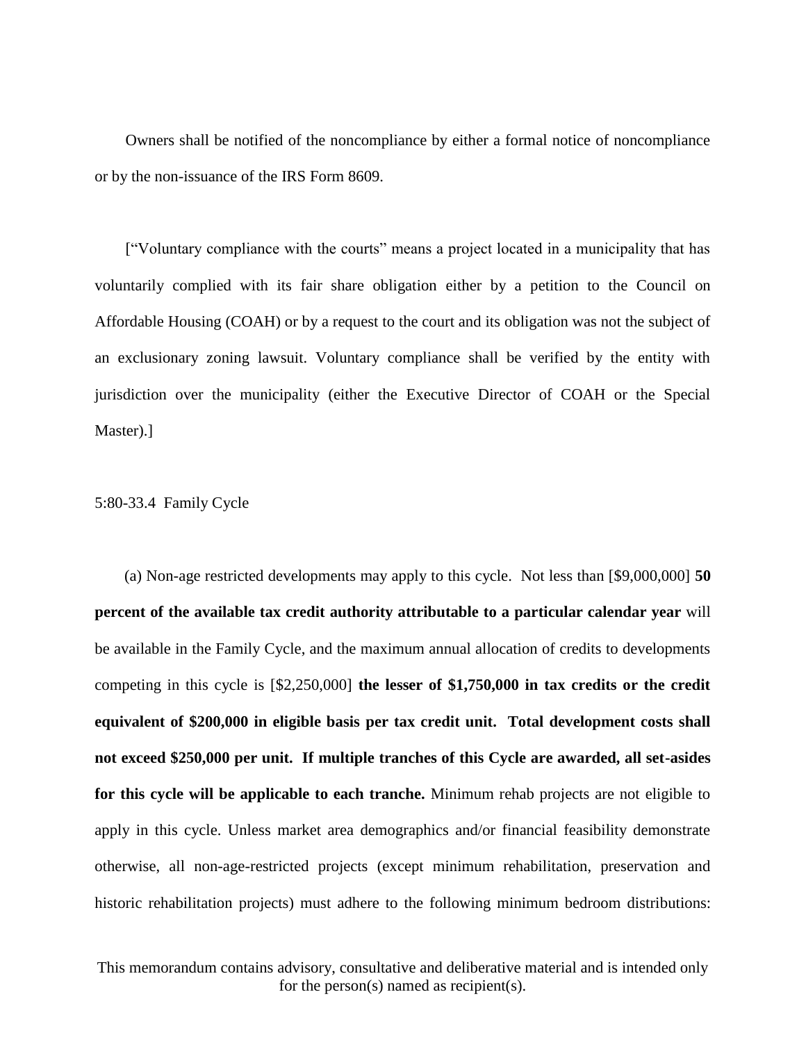Owners shall be notified of the noncompliance by either a formal notice of noncompliance or by the non-issuance of the IRS Form 8609.

[“Voluntary compliance with the courts” means a project located in a municipality that has voluntarily complied with its fair share obligation either by a petition to the Council on Affordable Housing (COAH) or by a request to the court and its obligation was not the subject of an exclusionary zoning lawsuit. Voluntary compliance shall be verified by the entity with jurisdiction over the municipality (either the Executive Director of COAH or the Special Master).]

5:80-33.4 Family Cycle

(a) Non-age restricted developments may apply to this cycle. Not less than [$9,000,000] **50 percent of the available tax credit authority attributable to a particular calendar year** will be available in the Family Cycle, and the maximum annual allocation of credits to developments competing in this cycle is [$2,250,000] **the lesser of $1,750,000 in tax credits or the credit equivalent of $200,000 in eligible basis per tax credit unit. Total development costs shall not exceed $250,000 per unit. If multiple tranches of this Cycle are awarded, all set-asides for this cycle will be applicable to each tranche.** Minimum rehab projects are not eligible to apply in this cycle. Unless market area demographics and/or financial feasibility demonstrate otherwise, all non-age-restricted projects (except minimum rehabilitation, preservation and historic rehabilitation projects) must adhere to the following minimum bedroom distributions:

This memorandum contains advisory, consultative and deliberative material and is intended only for the person(s) named as recipient(s).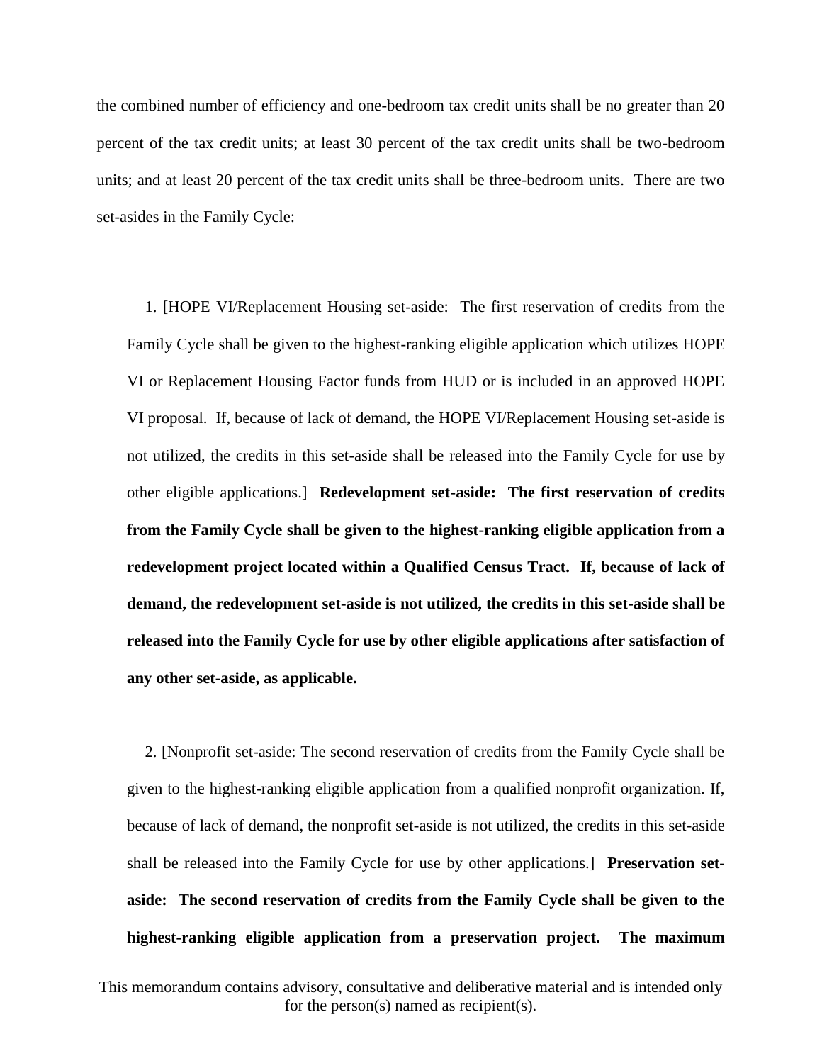the combined number of efficiency and one-bedroom tax credit units shall be no greater than 20 percent of the tax credit units; at least 30 percent of the tax credit units shall be two-bedroom units; and at least 20 percent of the tax credit units shall be three-bedroom units. There are two set-asides in the Family Cycle:

1. [HOPE VI/Replacement Housing set-aside: The first reservation of credits from the Family Cycle shall be given to the highest-ranking eligible application which utilizes HOPE VI or Replacement Housing Factor funds from HUD or is included in an approved HOPE VI proposal. If, because of lack of demand, the HOPE VI/Replacement Housing set-aside is not utilized, the credits in this set-aside shall be released into the Family Cycle for use by other eligible applications.] **Redevelopment set-aside: The first reservation of credits from the Family Cycle shall be given to the highest-ranking eligible application from a redevelopment project located within a Qualified Census Tract. If, because of lack of demand, the redevelopment set-aside is not utilized, the credits in this set-aside shall be released into the Family Cycle for use by other eligible applications after satisfaction of any other set-aside, as applicable.**

2. [Nonprofit set-aside: The second reservation of credits from the Family Cycle shall be given to the highest-ranking eligible application from a qualified nonprofit organization. If, because of lack of demand, the nonprofit set-aside is not utilized, the credits in this set-aside shall be released into the Family Cycle for use by other applications.] **Preservation set-aside: The second reservation of credits from the Family Cycle shall be given to the highest-ranking eligible application from a preservation project. The maximum**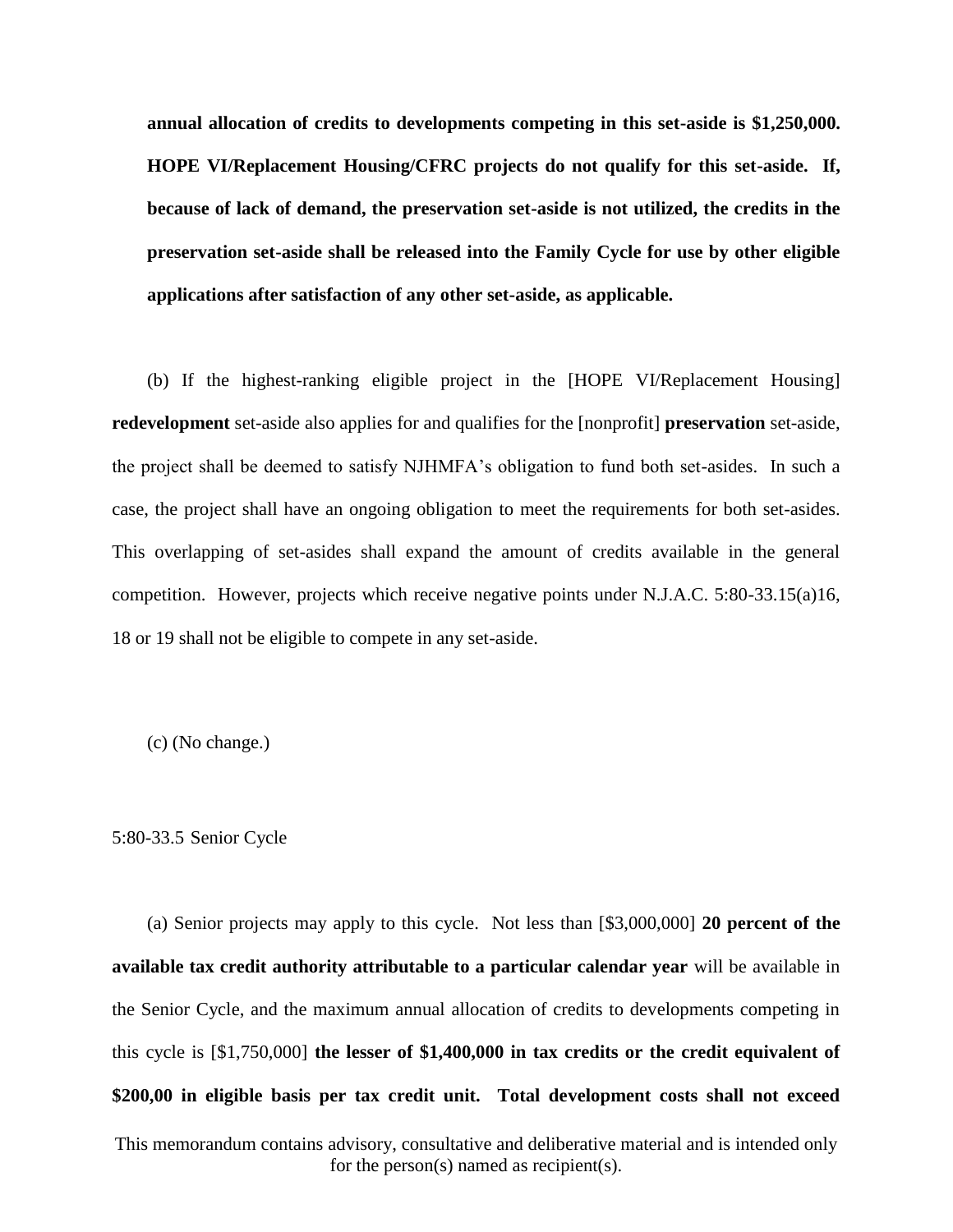**annual allocation of credits to developments competing in this set-aside is $1,250,000. HOPE VI/Replacement Housing/CFRC projects do not qualify for this set-aside. If, because of lack of demand, the preservation set-aside is not utilized, the credits in the preservation set-aside shall be released into the Family Cycle for use by other eligible applications after satisfaction of any other set-aside, as applicable.**

(b) If the highest-ranking eligible project in the [HOPE VI/Replacement Housing] **redevelopment** set-aside also applies for and qualifies for the [nonprofit] **preservation** set-aside, the project shall be deemed to satisfy NJHMFA's obligation to fund both set-asides. In such a case, the project shall have an ongoing obligation to meet the requirements for both set-asides. This overlapping of set-asides shall expand the amount of credits available in the general competition. However, projects which receive negative points under N.J.A.C. 5:80-33.15(a)16, 18 or 19 shall not be eligible to compete in any set-aside.

(c) (No change.)

5:80-33.5 Senior Cycle

(a) Senior projects may apply to this cycle. Not less than [$3,000,000] **20 percent of the available tax credit authority attributable to a particular calendar year** will be available in the Senior Cycle, and the maximum annual allocation of credits to developments competing in this cycle is [$1,750,000] **the lesser of $1,400,000 in tax credits or the credit equivalent of $200,00 in eligible basis per tax credit unit. Total development costs shall not exceed**

This memorandum contains advisory, consultative and deliberative material and is intended only for the person(s) named as recipient(s).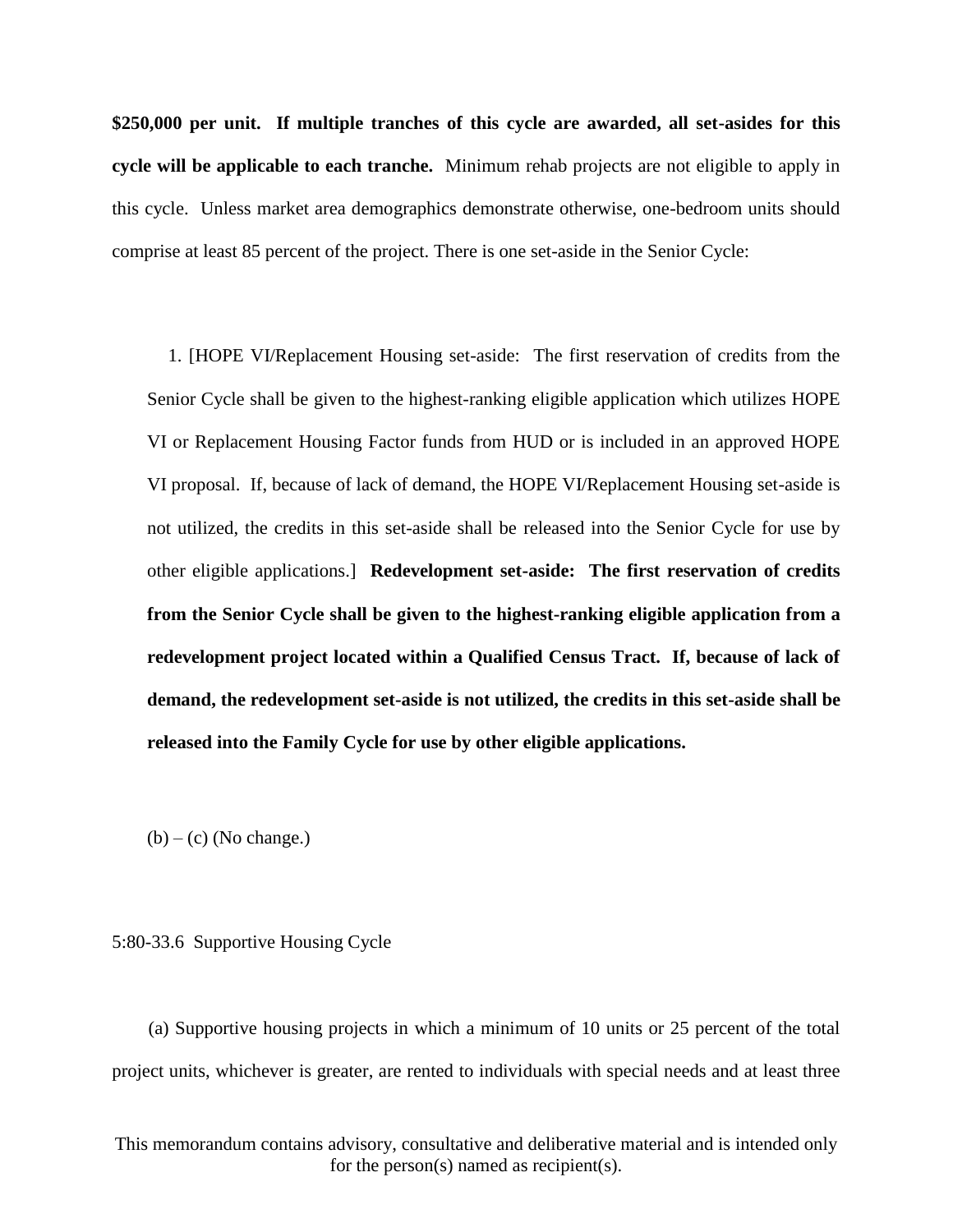**$250,000 per unit. If multiple tranches of this cycle are awarded, all set-asides for this cycle will be applicable to each tranche.** Minimum rehab projects are not eligible to apply in this cycle. Unless market area demographics demonstrate otherwise, one-bedroom units should comprise at least 85 percent of the project. There is one set-aside in the Senior Cycle:

1. [HOPE VI/Replacement Housing set-aside: The first reservation of credits from the Senior Cycle shall be given to the highest-ranking eligible application which utilizes HOPE VI or Replacement Housing Factor funds from HUD or is included in an approved HOPE VI proposal. If, because of lack of demand, the HOPE VI/Replacement Housing set-aside is not utilized, the credits in this set-aside shall be released into the Senior Cycle for use by other eligible applications.] **Redevelopment set-aside: The first reservation of credits from the Senior Cycle shall be given to the highest-ranking eligible application from a redevelopment project located within a Qualified Census Tract. If, because of lack of demand, the redevelopment set-aside is not utilized, the credits in this set-aside shall be released into the Family Cycle for use by other eligible applications.**

(b) – (c) (No change.)

5:80-33.6 Supportive Housing Cycle

(a) Supportive housing projects in which a minimum of 10 units or 25 percent of the total project units, whichever is greater, are rented to individuals with special needs and at least three

This memorandum contains advisory, consultative and deliberative material and is intended only for the person(s) named as recipient(s).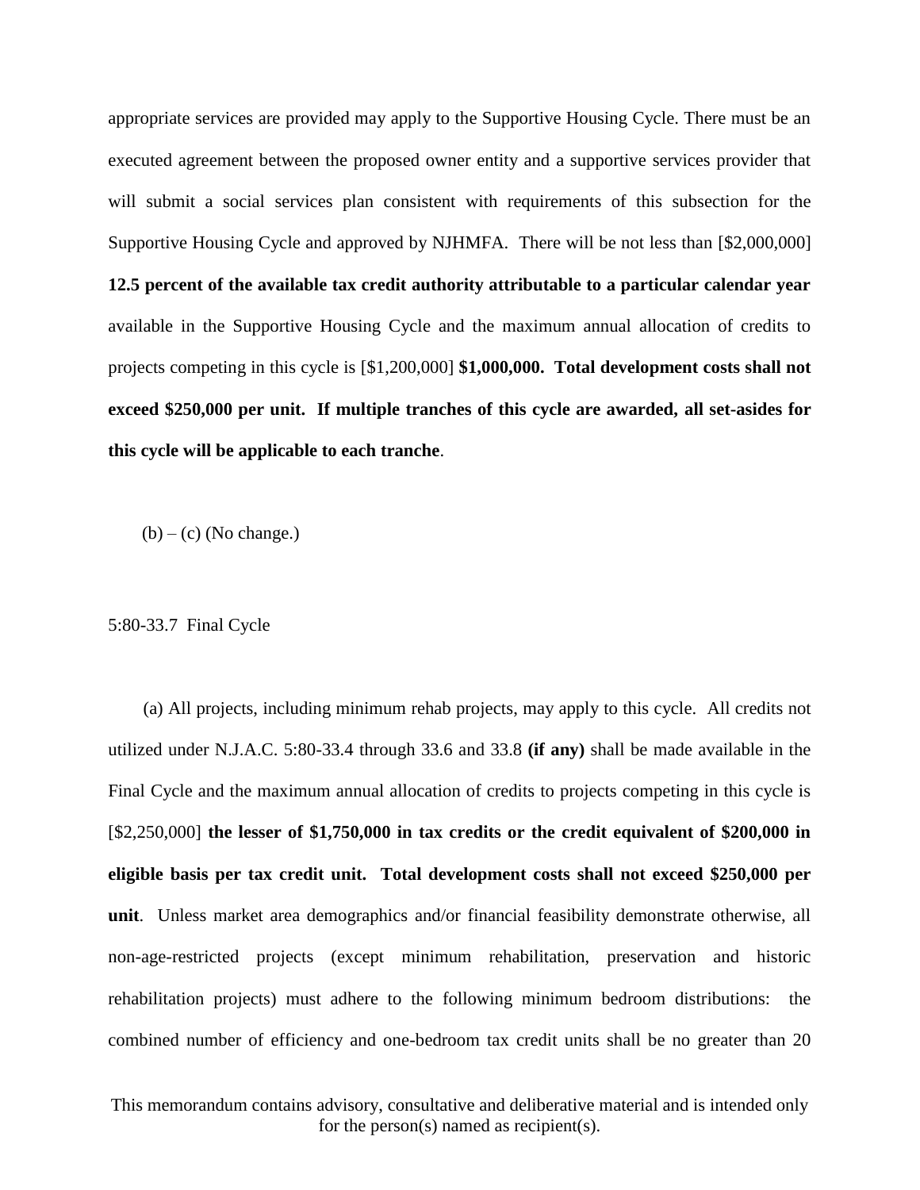appropriate services are provided may apply to the Supportive Housing Cycle. There must be an executed agreement between the proposed owner entity and a supportive services provider that will submit a social services plan consistent with requirements of this subsection for the Supportive Housing Cycle and approved by NJHMFA. There will be not less than [$2,000,000] **12.5 percent of the available tax credit authority attributable to a particular calendar year** available in the Supportive Housing Cycle and the maximum annual allocation of credits to projects competing in this cycle is [$1,200,000] **$1,000,000. Total development costs shall not exceed $250,000 per unit. If multiple tranches of this cycle are awarded, all set-asides for this cycle will be applicable to each tranche**.

(b) – (c) (No change.)

5:80-33.7 Final Cycle

(a) All projects, including minimum rehab projects, may apply to this cycle. All credits not utilized under N.J.A.C. 5:80-33.4 through 33.6 and 33.8 **(if any)** shall be made available in the Final Cycle and the maximum annual allocation of credits to projects competing in this cycle is [$2,250,000] **the lesser of $1,750,000 in tax credits or the credit equivalent of $200,000 in eligible basis per tax credit unit. Total development costs shall not exceed $250,000 per unit**. Unless market area demographics and/or financial feasibility demonstrate otherwise, all non-age-restricted projects (except minimum rehabilitation, preservation and historic rehabilitation projects) must adhere to the following minimum bedroom distributions: the combined number of efficiency and one-bedroom tax credit units shall be no greater than 20

This memorandum contains advisory, consultative and deliberative material and is intended only for the person(s) named as recipient(s).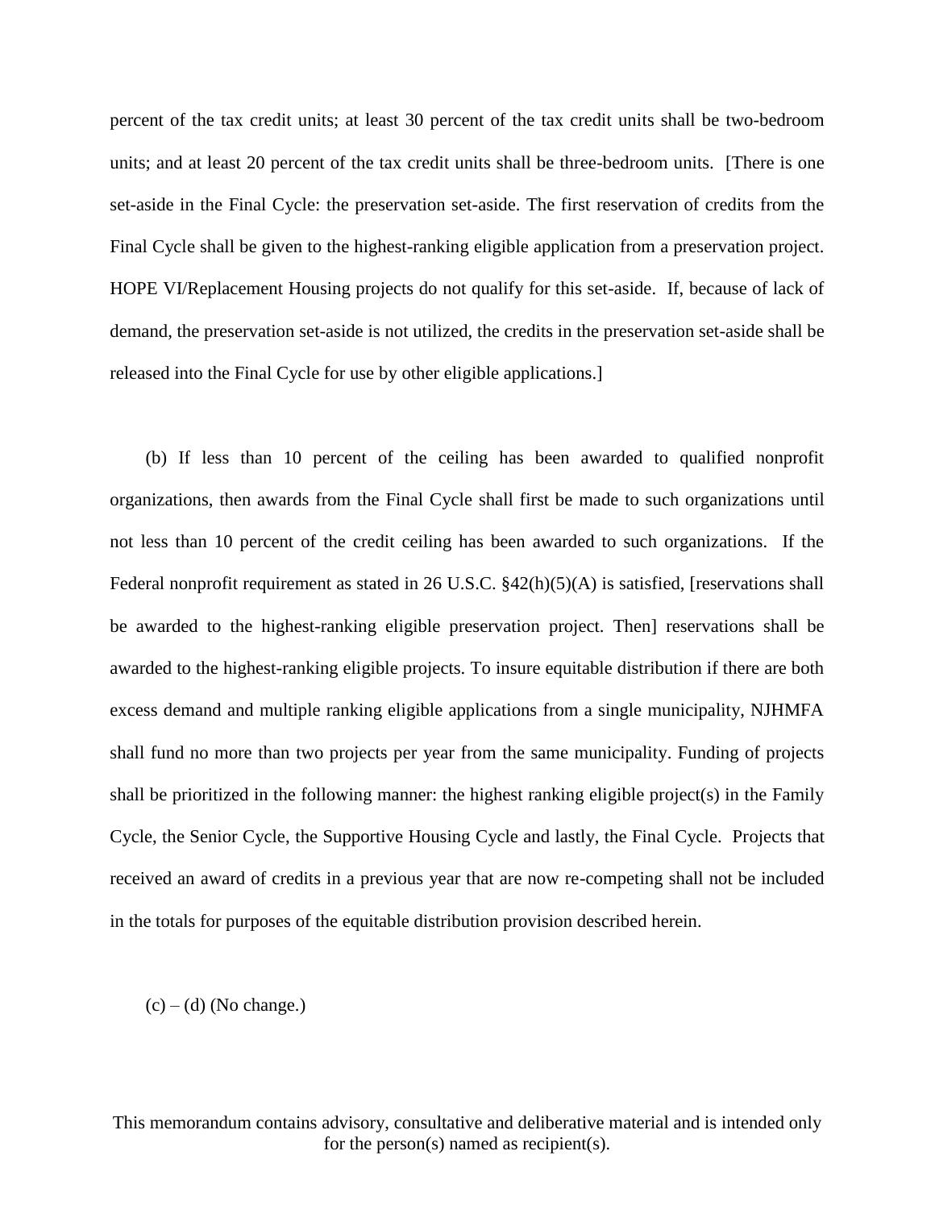percent of the tax credit units; at least 30 percent of the tax credit units shall be two-bedroom units; and at least 20 percent of the tax credit units shall be three-bedroom units. [There is one set-aside in the Final Cycle: the preservation set-aside. The first reservation of credits from the Final Cycle shall be given to the highest-ranking eligible application from a preservation project. HOPE VI/Replacement Housing projects do not qualify for this set-aside. If, because of lack of demand, the preservation set-aside is not utilized, the credits in the preservation set-aside shall be released into the Final Cycle for use by other eligible applications.]

(b) If less than 10 percent of the ceiling has been awarded to qualified nonprofit organizations, then awards from the Final Cycle shall first be made to such organizations until not less than 10 percent of the credit ceiling has been awarded to such organizations. If the Federal nonprofit requirement as stated in 26 U.S.C. §42(h)(5)(A) is satisfied, [reservations shall be awarded to the highest-ranking eligible preservation project. Then] reservations shall be awarded to the highest-ranking eligible projects. To insure equitable distribution if there are both excess demand and multiple ranking eligible applications from a single municipality, NJHMFA shall fund no more than two projects per year from the same municipality. Funding of projects shall be prioritized in the following manner: the highest ranking eligible project(s) in the Family Cycle, the Senior Cycle, the Supportive Housing Cycle and lastly, the Final Cycle. Projects that received an award of credits in a previous year that are now re-competing shall not be included in the totals for purposes of the equitable distribution provision described herein.

(c) – (d) (No change.)

This memorandum contains advisory, consultative and deliberative material and is intended only for the person(s) named as recipient(s).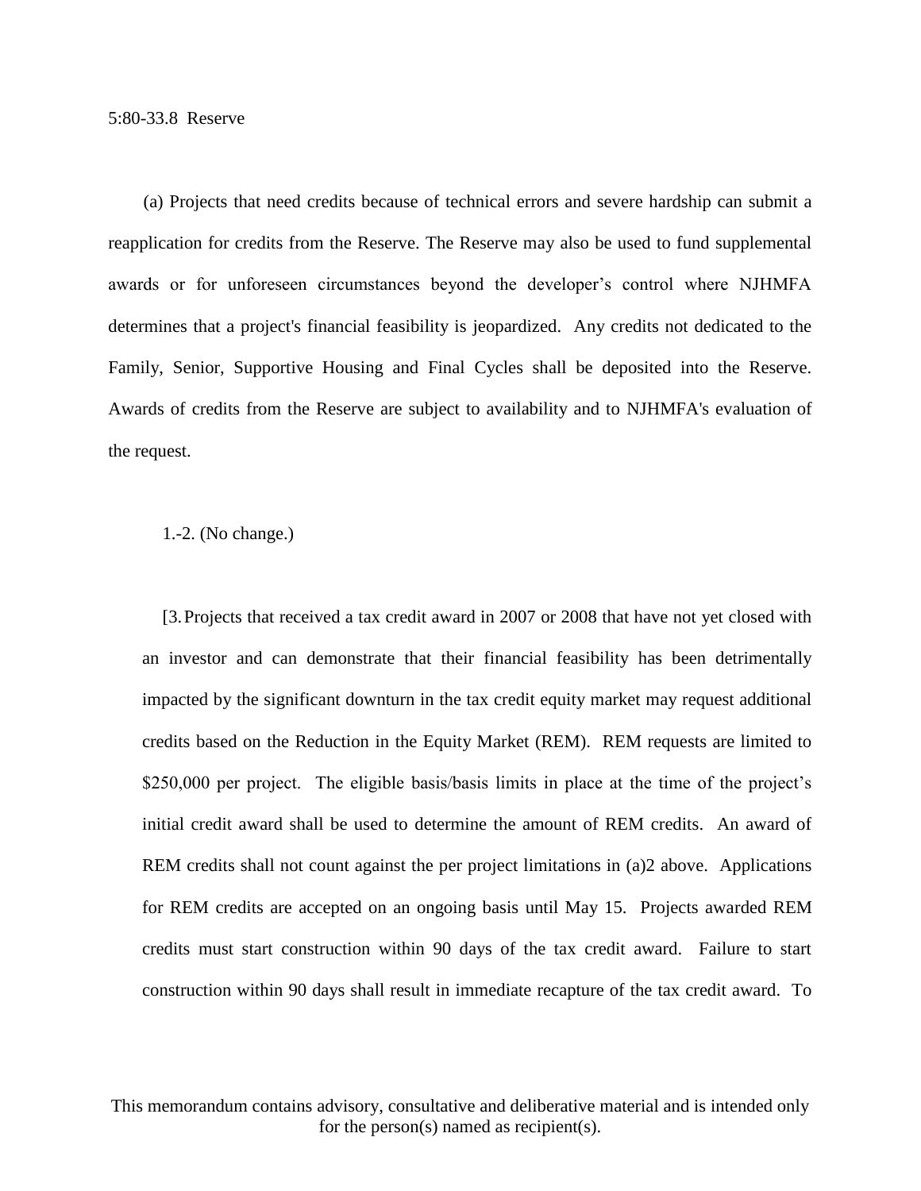5:80-33.8 Reserve

(a) Projects that need credits because of technical errors and severe hardship can submit a reapplication for credits from the Reserve. The Reserve may also be used to fund supplemental awards or for unforeseen circumstances beyond the developer's control where NJHMFA determines that a project's financial feasibility is jeopardized. Any credits not dedicated to the Family, Senior, Supportive Housing and Final Cycles shall be deposited into the Reserve. Awards of credits from the Reserve are subject to availability and to NJHMFA's evaluation of the request.

1.-2. (No change.)

[3. Projects that received a tax credit award in 2007 or 2008 that have not yet closed with an investor and can demonstrate that their financial feasibility has been detrimentally impacted by the significant downturn in the tax credit equity market may request additional credits based on the Reduction in the Equity Market (REM). REM requests are limited to $250,000 per project. The eligible basis/basis limits in place at the time of the project's initial credit award shall be used to determine the amount of REM credits. An award of REM credits shall not count against the per project limitations in (a)2 above. Applications for REM credits are accepted on an ongoing basis until May 15. Projects awarded REM credits must start construction within 90 days of the tax credit award. Failure to start construction within 90 days shall result in immediate recapture of the tax credit award. To

This memorandum contains advisory, consultative and deliberative material and is intended only for the person(s) named as recipient(s).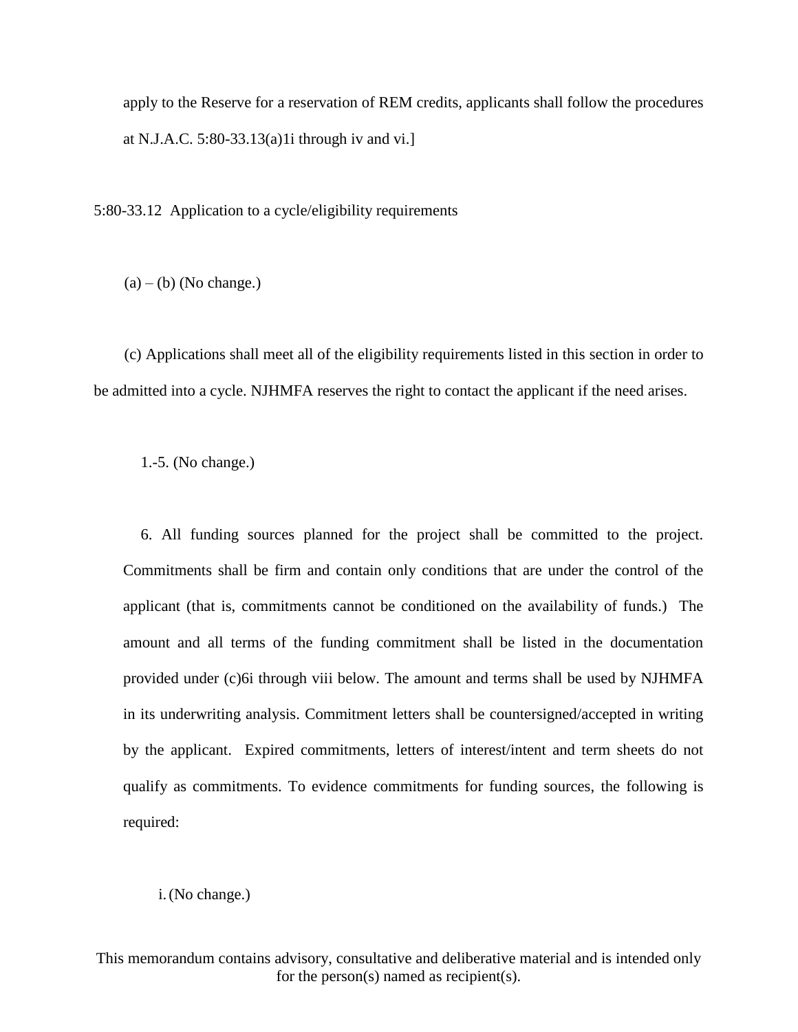apply to the Reserve for a reservation of REM credits, applicants shall follow the procedures at N.J.A.C. 5:80-33.13(a)1i through iv and vi.]

5:80-33.12 Application to a cycle/eligibility requirements

(a) – (b) (No change.)

(c) Applications shall meet all of the eligibility requirements listed in this section in order to be admitted into a cycle. NJHMFA reserves the right to contact the applicant if the need arises.

1.-5. (No change.)

6. All funding sources planned for the project shall be committed to the project. Commitments shall be firm and contain only conditions that are under the control of the applicant (that is, commitments cannot be conditioned on the availability of funds.) The amount and all terms of the funding commitment shall be listed in the documentation provided under (c)6i through viii below. The amount and terms shall be used by NJHMFA in its underwriting analysis. Commitment letters shall be countersigned/accepted in writing by the applicant. Expired commitments, letters of interest/intent and term sheets do not qualify as commitments. To evidence commitments for funding sources, the following is required:

i. (No change.)

This memorandum contains advisory, consultative and deliberative material and is intended only for the person(s) named as recipient(s).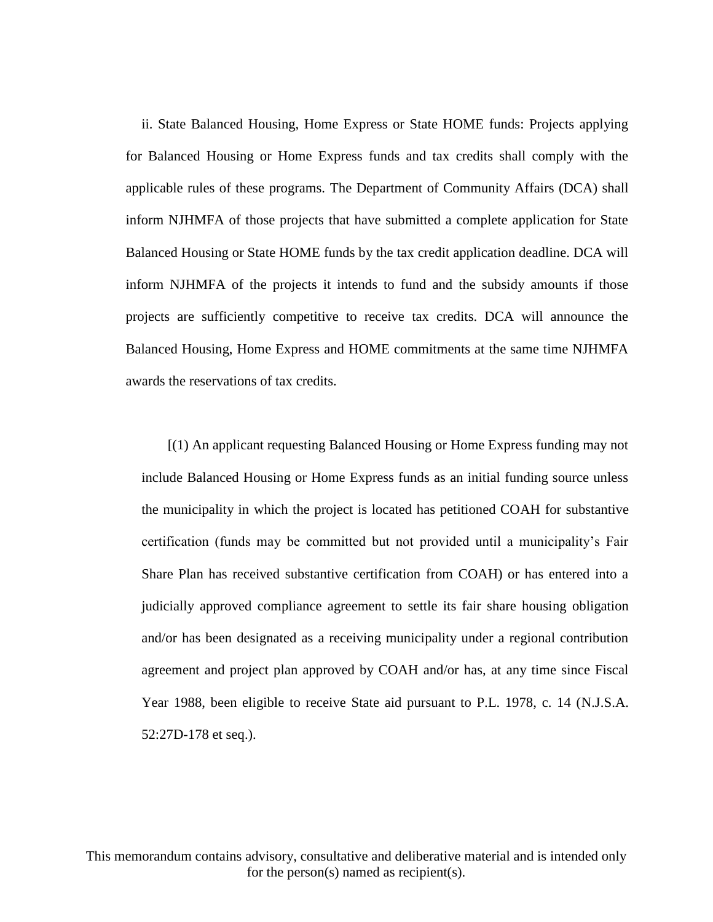ii. State Balanced Housing, Home Express or State HOME funds: Projects applying for Balanced Housing or Home Express funds and tax credits shall comply with the applicable rules of these programs. The Department of Community Affairs (DCA) shall inform NJHMFA of those projects that have submitted a complete application for State Balanced Housing or State HOME funds by the tax credit application deadline. DCA will inform NJHMFA of the projects it intends to fund and the subsidy amounts if those projects are sufficiently competitive to receive tax credits. DCA will announce the Balanced Housing, Home Express and HOME commitments at the same time NJHMFA awards the reservations of tax credits.

[(1) An applicant requesting Balanced Housing or Home Express funding may not include Balanced Housing or Home Express funds as an initial funding source unless the municipality in which the project is located has petitioned COAH for substantive certification (funds may be committed but not provided until a municipality's Fair Share Plan has received substantive certification from COAH) or has entered into a judicially approved compliance agreement to settle its fair share housing obligation and/or has been designated as a receiving municipality under a regional contribution agreement and project plan approved by COAH and/or has, at any time since Fiscal Year 1988, been eligible to receive State aid pursuant to P.L. 1978, c. 14 (N.J.S.A. 52:27D-178 et seq.).

This memorandum contains advisory, consultative and deliberative material and is intended only for the person(s) named as recipient(s).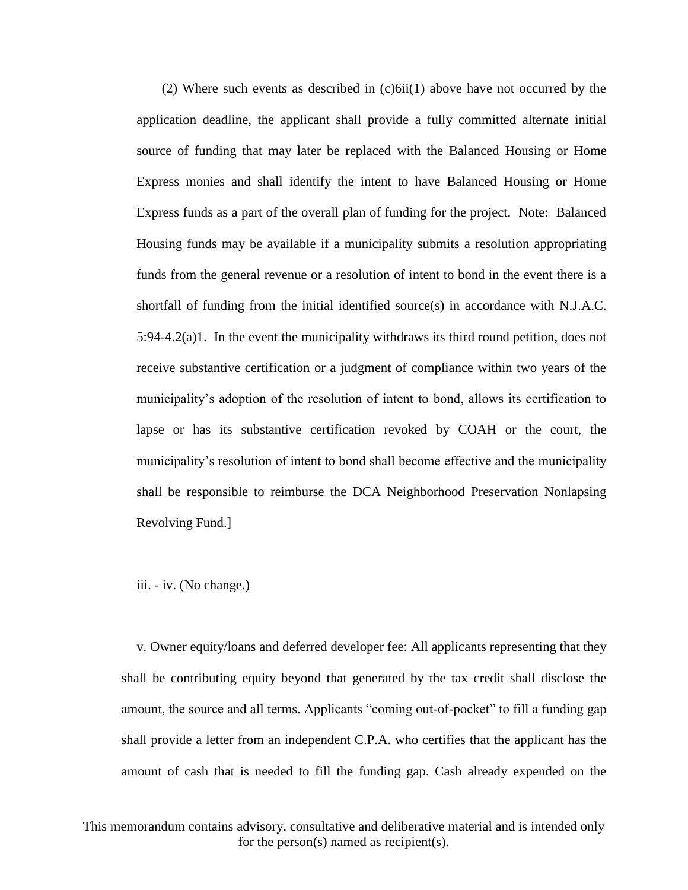(2) Where such events as described in (c)6ii(1) above have not occurred by the application deadline, the applicant shall provide a fully committed alternate initial source of funding that may later be replaced with the Balanced Housing or Home Express monies and shall identify the intent to have Balanced Housing or Home Express funds as a part of the overall plan of funding for the project. Note: Balanced Housing funds may be available if a municipality submits a resolution appropriating funds from the general revenue or a resolution of intent to bond in the event there is a shortfall of funding from the initial identified source(s) in accordance with N.J.A.C. 5:94-4.2(a)1. In the event the municipality withdraws its third round petition, does not receive substantive certification or a judgment of compliance within two years of the municipality's adoption of the resolution of intent to bond, allows its certification to lapse or has its substantive certification revoked by COAH or the court, the municipality's resolution of intent to bond shall become effective and the municipality shall be responsible to reimburse the DCA Neighborhood Preservation Nonlapsing Revolving Fund.]

iii. - iv. (No change.)

v. Owner equity/loans and deferred developer fee: All applicants representing that they shall be contributing equity beyond that generated by the tax credit shall disclose the amount, the source and all terms. Applicants "coming out-of-pocket" to fill a funding gap shall provide a letter from an independent C.P.A. who certifies that the applicant has the amount of cash that is needed to fill the funding gap. Cash already expended on the

This memorandum contains advisory, consultative and deliberative material and is intended only for the person(s) named as recipient(s).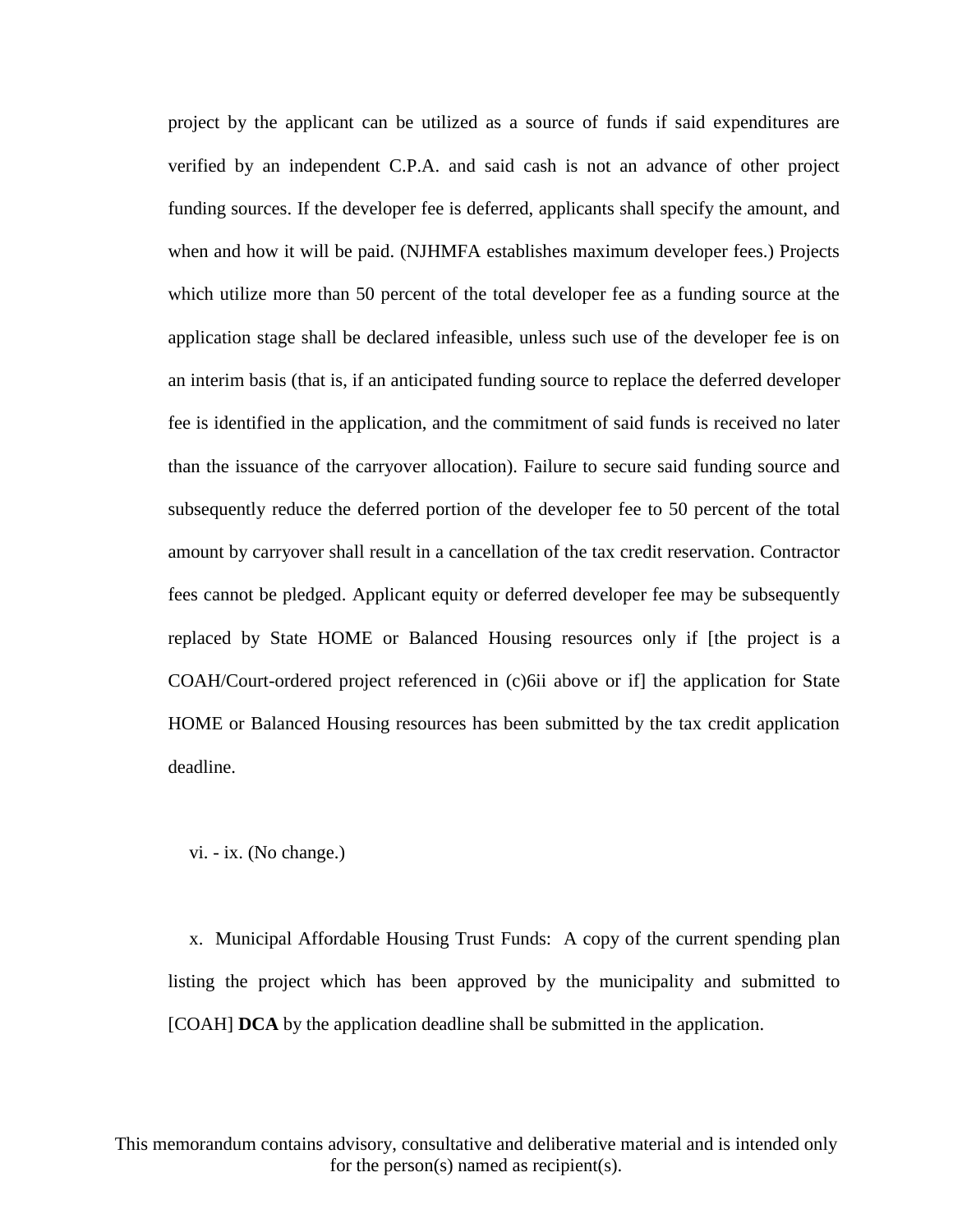project by the applicant can be utilized as a source of funds if said expenditures are verified by an independent C.P.A. and said cash is not an advance of other project funding sources. If the developer fee is deferred, applicants shall specify the amount, and when and how it will be paid. (NJHMFA establishes maximum developer fees.) Projects which utilize more than 50 percent of the total developer fee as a funding source at the application stage shall be declared infeasible, unless such use of the developer fee is on an interim basis (that is, if an anticipated funding source to replace the deferred developer fee is identified in the application, and the commitment of said funds is received no later than the issuance of the carryover allocation). Failure to secure said funding source and subsequently reduce the deferred portion of the developer fee to 50 percent of the total amount by carryover shall result in a cancellation of the tax credit reservation. Contractor fees cannot be pledged. Applicant equity or deferred developer fee may be subsequently replaced by State HOME or Balanced Housing resources only if [the project is a COAH/Court-ordered project referenced in (c)6ii above or if] the application for State HOME or Balanced Housing resources has been submitted by the tax credit application deadline.

vi. - ix. (No change.)

x. Municipal Affordable Housing Trust Funds: A copy of the current spending plan listing the project which has been approved by the municipality and submitted to [COAH] **DCA** by the application deadline shall be submitted in the application.

This memorandum contains advisory, consultative and deliberative material and is intended only for the person(s) named as recipient(s).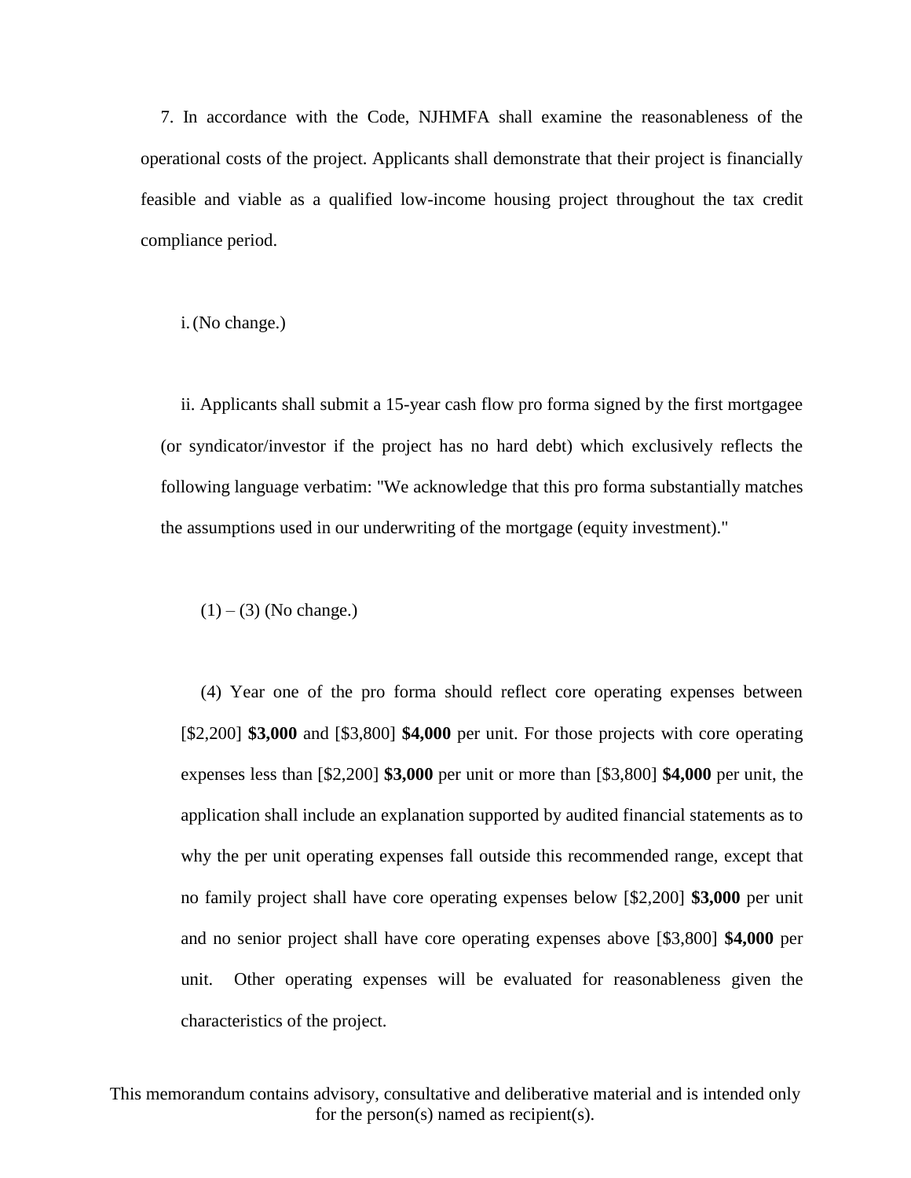7. In accordance with the Code, NJHMFA shall examine the reasonableness of the operational costs of the project. Applicants shall demonstrate that their project is financially feasible and viable as a qualified low-income housing project throughout the tax credit compliance period.

i. (No change.)

ii. Applicants shall submit a 15-year cash flow pro forma signed by the first mortgagee (or syndicator/investor if the project has no hard debt) which exclusively reflects the following language verbatim: "We acknowledge that this pro forma substantially matches the assumptions used in our underwriting of the mortgage (equity investment)."

(1) – (3) (No change.)

(4) Year one of the pro forma should reflect core operating expenses between [$2,200] **$3,000** and [$3,800] **$4,000** per unit. For those projects with core operating expenses less than [$2,200] **$3,000** per unit or more than [$3,800] **$4,000** per unit, the application shall include an explanation supported by audited financial statements as to why the per unit operating expenses fall outside this recommended range, except that no family project shall have core operating expenses below [$2,200] **$3,000** per unit and no senior project shall have core operating expenses above [$3,800] **$4,000** per unit. Other operating expenses will be evaluated for reasonableness given the characteristics of the project.

This memorandum contains advisory, consultative and deliberative material and is intended only for the person(s) named as recipient(s).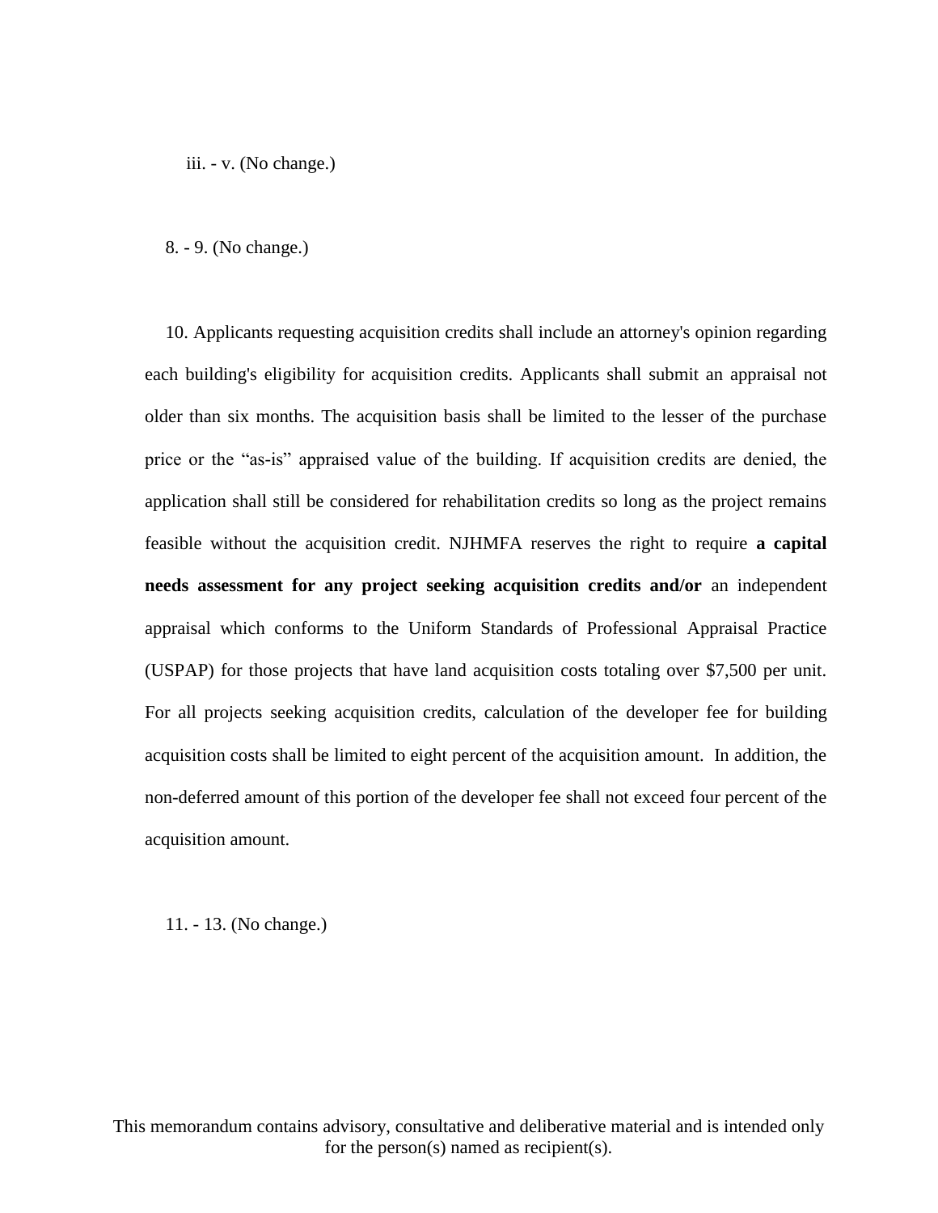iii. - v. (No change.)

8. - 9. (No change.)

10. Applicants requesting acquisition credits shall include an attorney's opinion regarding each building's eligibility for acquisition credits. Applicants shall submit an appraisal not older than six months. The acquisition basis shall be limited to the lesser of the purchase price or the "as-is" appraised value of the building. If acquisition credits are denied, the application shall still be considered for rehabilitation credits so long as the project remains feasible without the acquisition credit. NJHMFA reserves the right to require **a capital needs assessment for any project seeking acquisition credits and/or** an independent appraisal which conforms to the Uniform Standards of Professional Appraisal Practice (USPAP) for those projects that have land acquisition costs totaling over $7,500 per unit. For all projects seeking acquisition credits, calculation of the developer fee for building acquisition costs shall be limited to eight percent of the acquisition amount. In addition, the non-deferred amount of this portion of the developer fee shall not exceed four percent of the acquisition amount.

11. - 13. (No change.)

This memorandum contains advisory, consultative and deliberative material and is intended only for the person(s) named as recipient(s).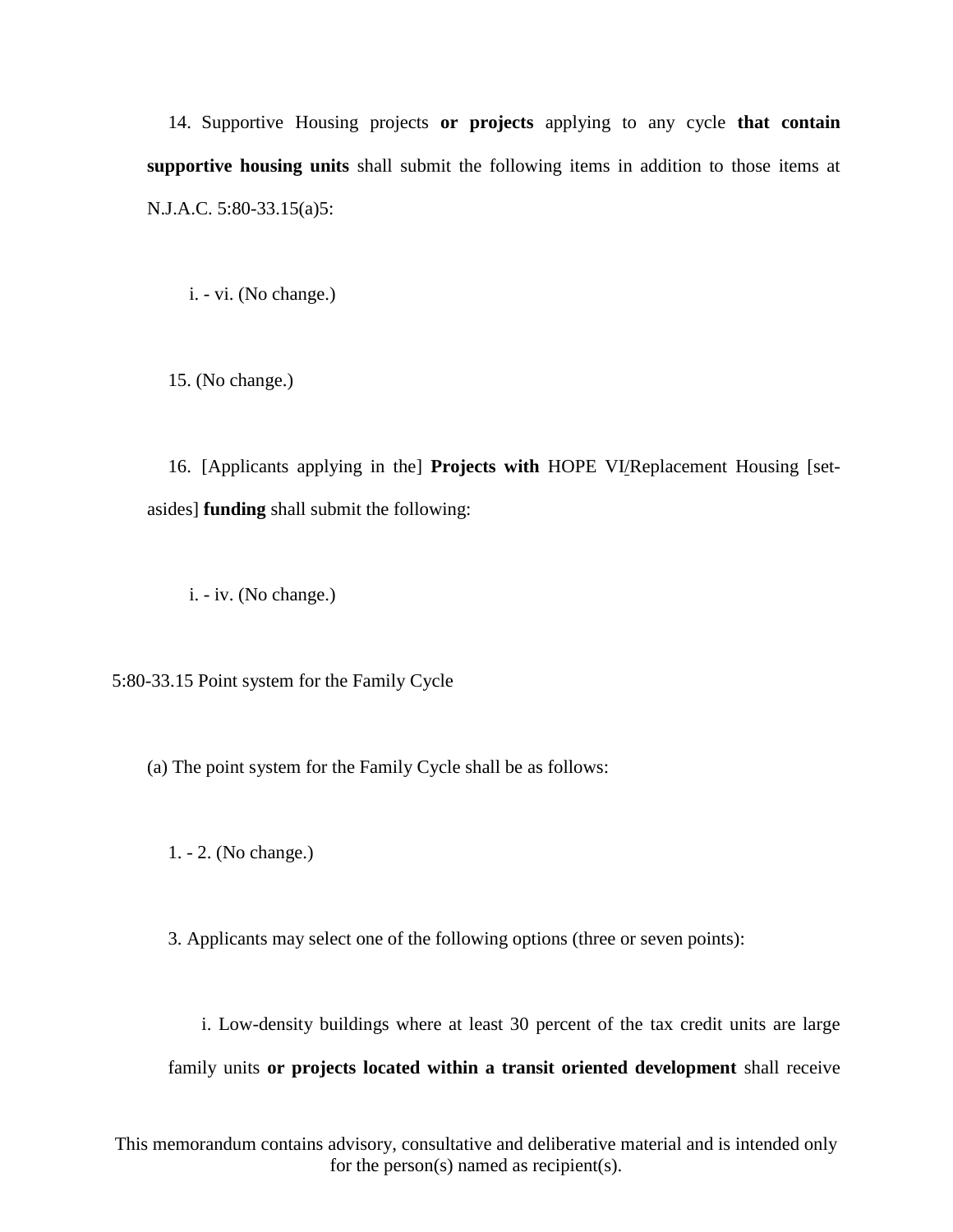14. Supportive Housing projects **or projects** applying to any cycle **that contain supportive housing units** shall submit the following items in addition to those items at N.J.A.C. 5:80-33.15(a)5:

i. - vi. (No change.)

15. (No change.)

16. [Applicants applying in the] **Projects with** HOPE VI/Replacement Housing [set-asides] **funding** shall submit the following:

i. - iv. (No change.)

5:80-33.15 Point system for the Family Cycle

(a) The point system for the Family Cycle shall be as follows:

1. - 2. (No change.)

3. Applicants may select one of the following options (three or seven points):

i. Low-density buildings where at least 30 percent of the tax credit units are large family units **or projects located within a transit oriented development** shall receive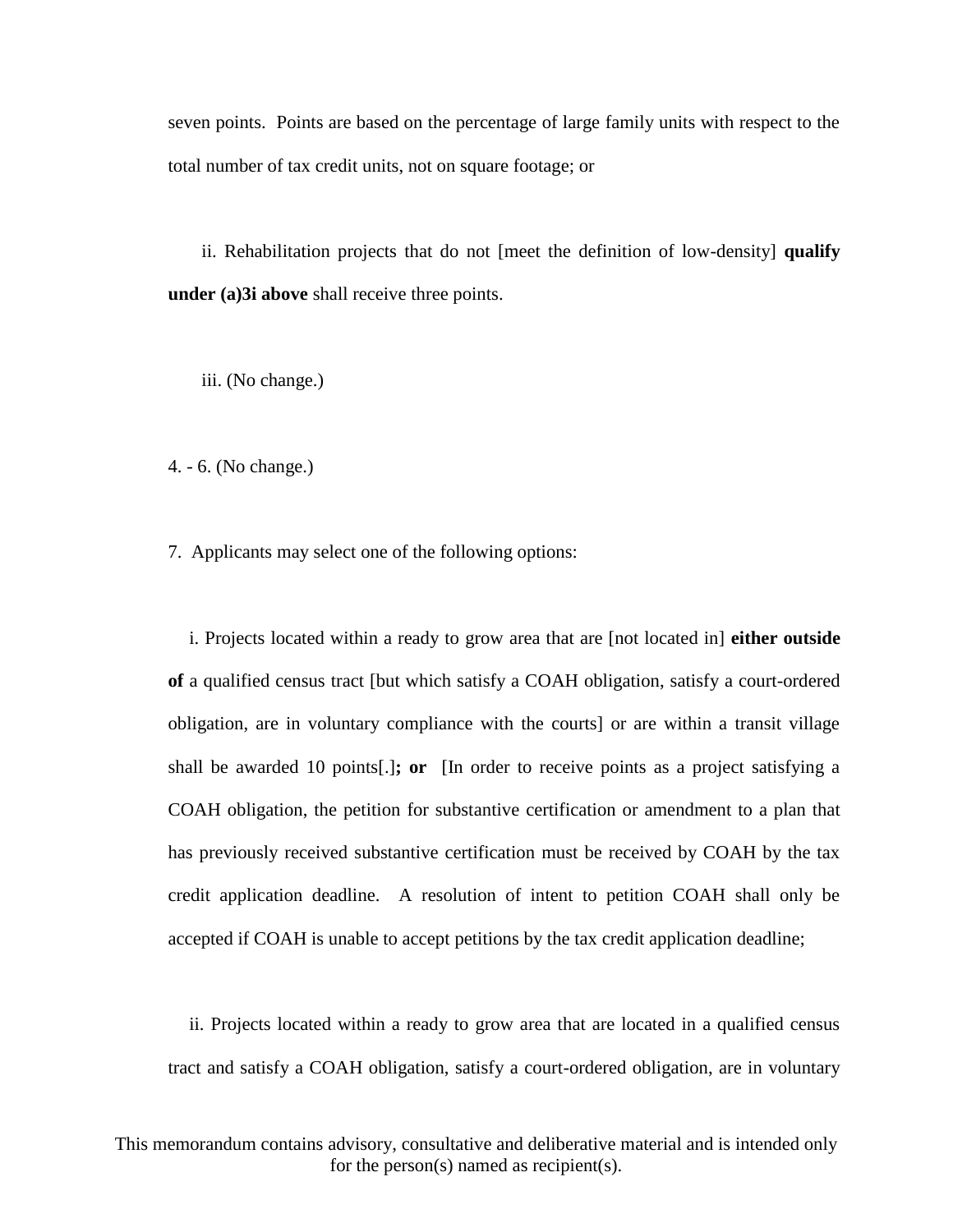seven points. Points are based on the percentage of large family units with respect to the total number of tax credit units, not on square footage; or

ii. Rehabilitation projects that do not [meet the definition of low-density] **qualify under (a)3i above** shall receive three points.

iii. (No change.)

4. - 6. (No change.)

7. Applicants may select one of the following options:

i. Projects located within a ready to grow area that are [not located in] **either outside of** a qualified census tract [but which satisfy a COAH obligation, satisfy a court-ordered obligation, are in voluntary compliance with the courts] or are within a transit village shall be awarded 10 points[.]**; or** [In order to receive points as a project satisfying a COAH obligation, the petition for substantive certification or amendment to a plan that has previously received substantive certification must be received by COAH by the tax credit application deadline. A resolution of intent to petition COAH shall only be accepted if COAH is unable to accept petitions by the tax credit application deadline;

ii. Projects located within a ready to grow area that are located in a qualified census tract and satisfy a COAH obligation, satisfy a court-ordered obligation, are in voluntary

This memorandum contains advisory, consultative and deliberative material and is intended only for the person(s) named as recipient(s).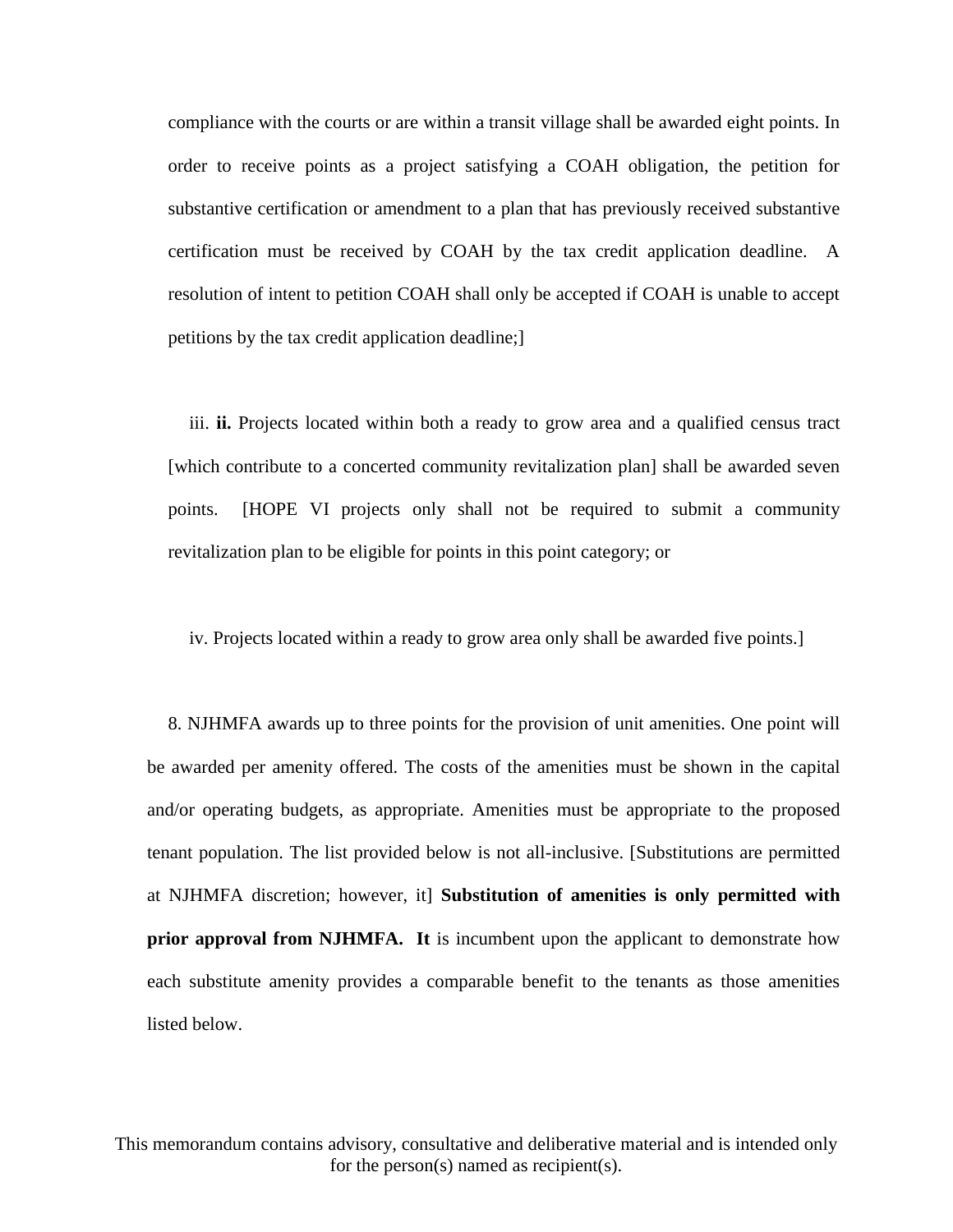compliance with the courts or are within a transit village shall be awarded eight points. In order to receive points as a project satisfying a COAH obligation, the petition for substantive certification or amendment to a plan that has previously received substantive certification must be received by COAH by the tax credit application deadline. A resolution of intent to petition COAH shall only be accepted if COAH is unable to accept petitions by the tax credit application deadline;]

iii. **ii.** Projects located within both a ready to grow area and a qualified census tract [which contribute to a concerted community revitalization plan] shall be awarded seven points. [HOPE VI projects only shall not be required to submit a community revitalization plan to be eligible for points in this point category; or

iv. Projects located within a ready to grow area only shall be awarded five points.]

8. NJHMFA awards up to three points for the provision of unit amenities. One point will be awarded per amenity offered. The costs of the amenities must be shown in the capital and/or operating budgets, as appropriate. Amenities must be appropriate to the proposed tenant population. The list provided below is not all-inclusive. [Substitutions are permitted at NJHMFA discretion; however, it] **Substitution of amenities is only permitted with prior approval from NJHMFA. It** is incumbent upon the applicant to demonstrate how each substitute amenity provides a comparable benefit to the tenants as those amenities listed below.

This memorandum contains advisory, consultative and deliberative material and is intended only for the person(s) named as recipient(s).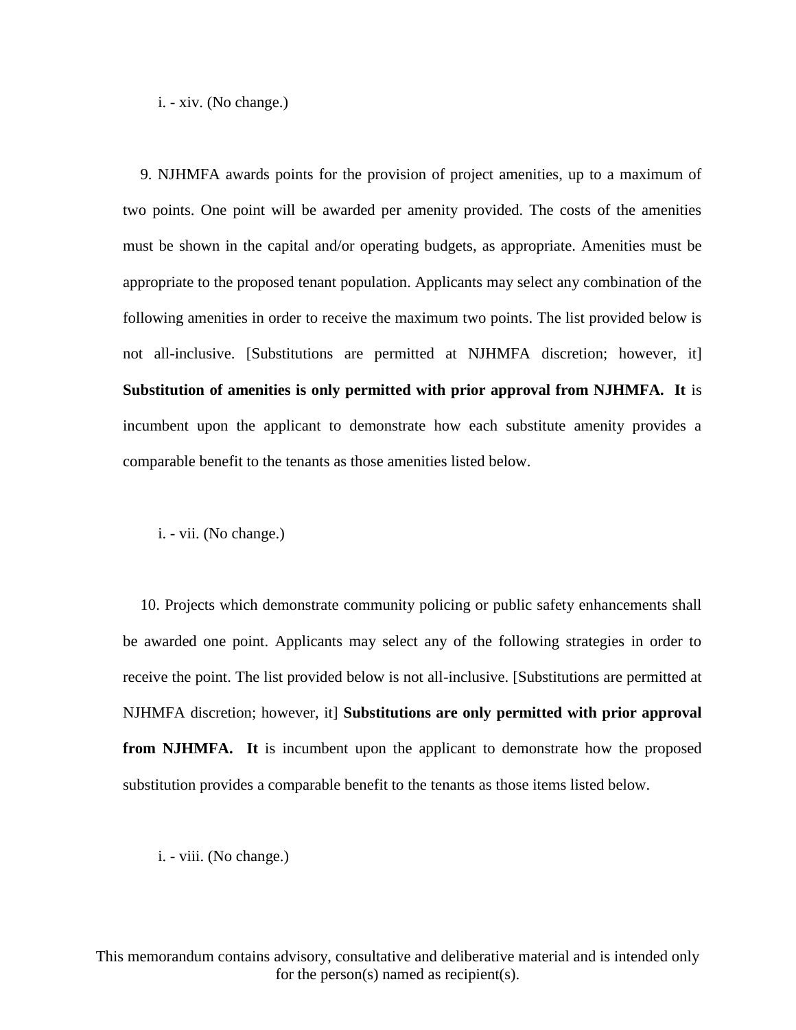i. - xiv. (No change.)

9. NJHMFA awards points for the provision of project amenities, up to a maximum of two points. One point will be awarded per amenity provided. The costs of the amenities must be shown in the capital and/or operating budgets, as appropriate. Amenities must be appropriate to the proposed tenant population. Applicants may select any combination of the following amenities in order to receive the maximum two points. The list provided below is not all-inclusive. [Substitutions are permitted at NJHMFA discretion; however, it] **Substitution of amenities is only permitted with prior approval from NJHMFA. It** is incumbent upon the applicant to demonstrate how each substitute amenity provides a comparable benefit to the tenants as those amenities listed below.

i. - vii. (No change.)

10. Projects which demonstrate community policing or public safety enhancements shall be awarded one point. Applicants may select any of the following strategies in order to receive the point. The list provided below is not all-inclusive. [Substitutions are permitted at NJHMFA discretion; however, it] **Substitutions are only permitted with prior approval from NJHMFA. It** is incumbent upon the applicant to demonstrate how the proposed substitution provides a comparable benefit to the tenants as those items listed below.

i. - viii. (No change.)

This memorandum contains advisory, consultative and deliberative material and is intended only for the person(s) named as recipient(s).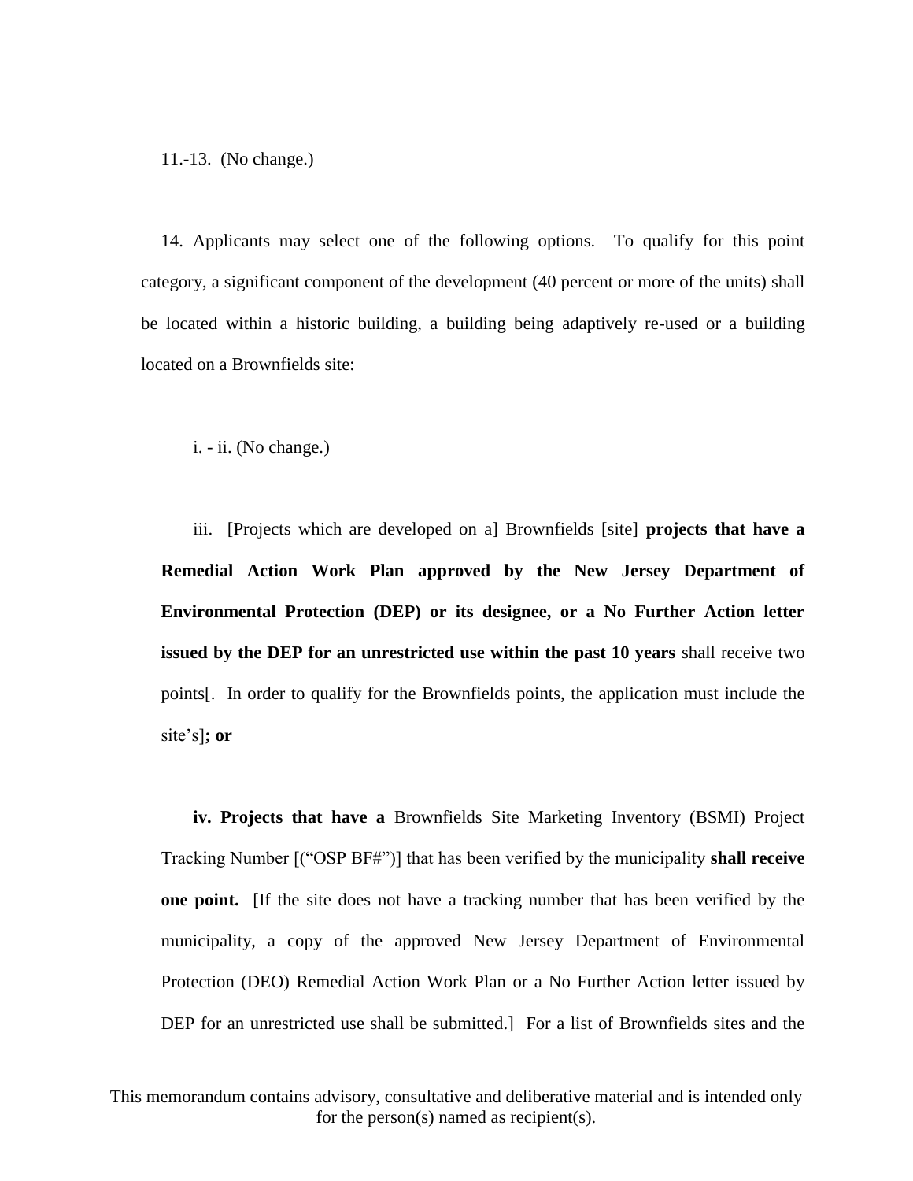11.-13. (No change.)

14. Applicants may select one of the following options. To qualify for this point category, a significant component of the development (40 percent or more of the units) shall be located within a historic building, a building being adaptively re-used or a building located on a Brownfields site:

i. - ii. (No change.)

iii. [Projects which are developed on a] Brownfields [site] **projects that have a Remedial Action Work Plan approved by the New Jersey Department of Environmental Protection (DEP) or its designee, or a No Further Action letter issued by the DEP for an unrestricted use within the past 10 years** shall receive two points[. In order to qualify for the Brownfields points, the application must include the site's]**; or**

**iv. Projects that have a** Brownfields Site Marketing Inventory (BSMI) Project Tracking Number [("OSP BF#")] that has been verified by the municipality **shall receive one point.** [If the site does not have a tracking number that has been verified by the municipality, a copy of the approved New Jersey Department of Environmental Protection (DEO) Remedial Action Work Plan or a No Further Action letter issued by DEP for an unrestricted use shall be submitted.] For a list of Brownfields sites and the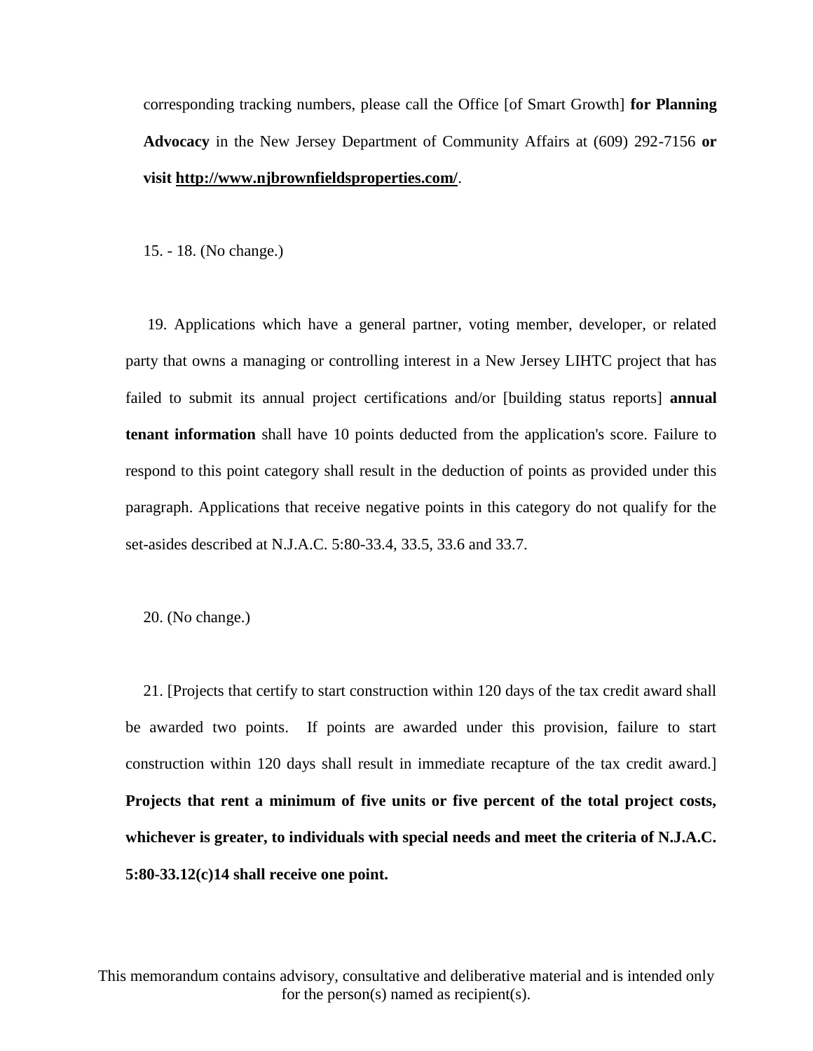corresponding tracking numbers, please call the Office [of Smart Growth] **for Planning Advocacy** in the New Jersey Department of Community Affairs at (609) 292-7156 **or visit http://www.njbrownfieldsproperties.com/**.

15. - 18. (No change.)

19. Applications which have a general partner, voting member, developer, or related party that owns a managing or controlling interest in a New Jersey LIHTC project that has failed to submit its annual project certifications and/or [building status reports] **annual tenant information** shall have 10 points deducted from the application's score. Failure to respond to this point category shall result in the deduction of points as provided under this paragraph. Applications that receive negative points in this category do not qualify for the set-asides described at N.J.A.C. 5:80-33.4, 33.5, 33.6 and 33.7.

20. (No change.)

21. [Projects that certify to start construction within 120 days of the tax credit award shall be awarded two points. If points are awarded under this provision, failure to start construction within 120 days shall result in immediate recapture of the tax credit award.] **Projects that rent a minimum of five units or five percent of the total project costs, whichever is greater, to individuals with special needs and meet the criteria of N.J.A.C. 5:80-33.12(c)14 shall receive one point.**

This memorandum contains advisory, consultative and deliberative material and is intended only for the person(s) named as recipient(s).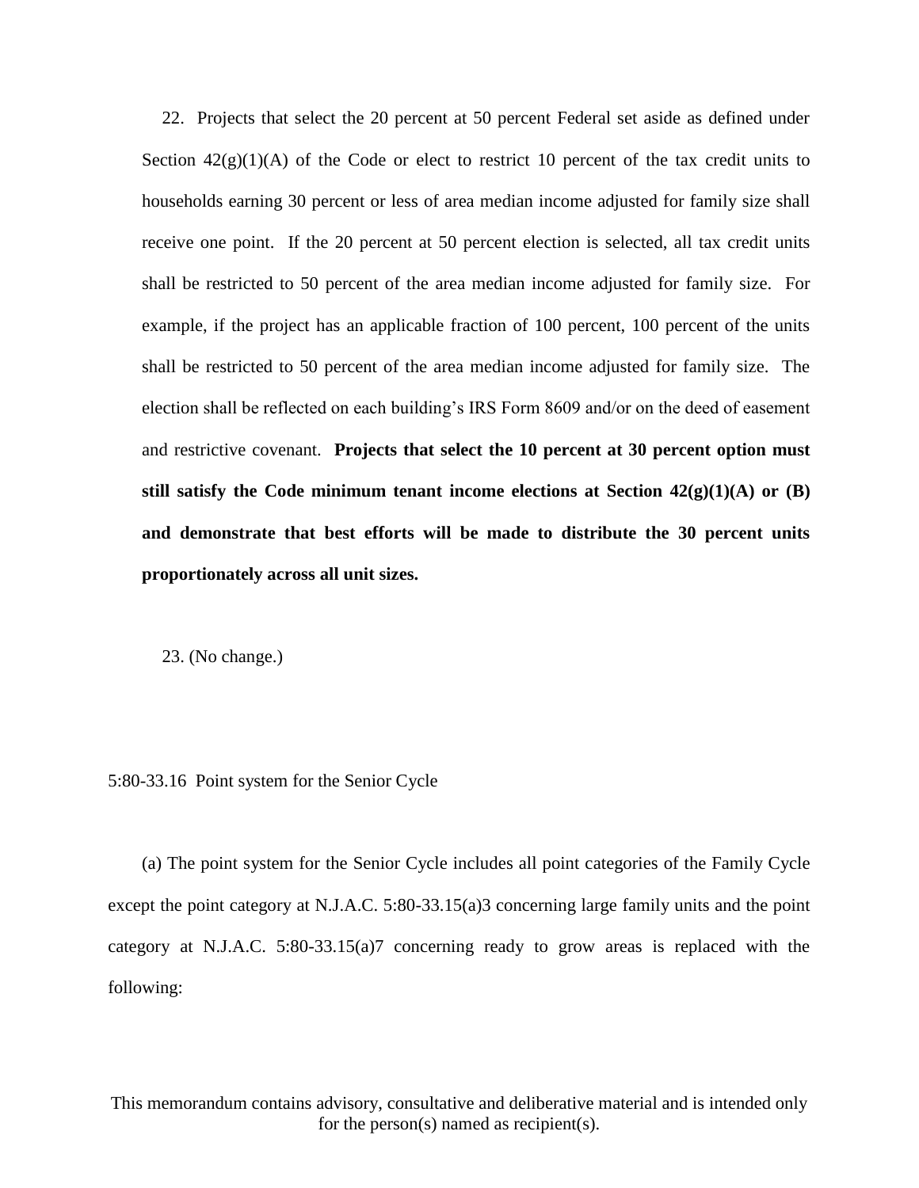22. Projects that select the 20 percent at 50 percent Federal set aside as defined under Section 42(g)(1)(A) of the Code or elect to restrict 10 percent of the tax credit units to households earning 30 percent or less of area median income adjusted for family size shall receive one point. If the 20 percent at 50 percent election is selected, all tax credit units shall be restricted to 50 percent of the area median income adjusted for family size. For example, if the project has an applicable fraction of 100 percent, 100 percent of the units shall be restricted to 50 percent of the area median income adjusted for family size. The election shall be reflected on each building's IRS Form 8609 and/or on the deed of easement and restrictive covenant. **Projects that select the 10 percent at 30 percent option must still satisfy the Code minimum tenant income elections at Section 42(g)(1)(A) or (B) and demonstrate that best efforts will be made to distribute the 30 percent units proportionately across all unit sizes.**

23. (No change.)

5:80-33.16 Point system for the Senior Cycle

(a) The point system for the Senior Cycle includes all point categories of the Family Cycle except the point category at N.J.A.C. 5:80-33.15(a)3 concerning large family units and the point category at N.J.A.C. 5:80-33.15(a)7 concerning ready to grow areas is replaced with the following:

This memorandum contains advisory, consultative and deliberative material and is intended only for the person(s) named as recipient(s).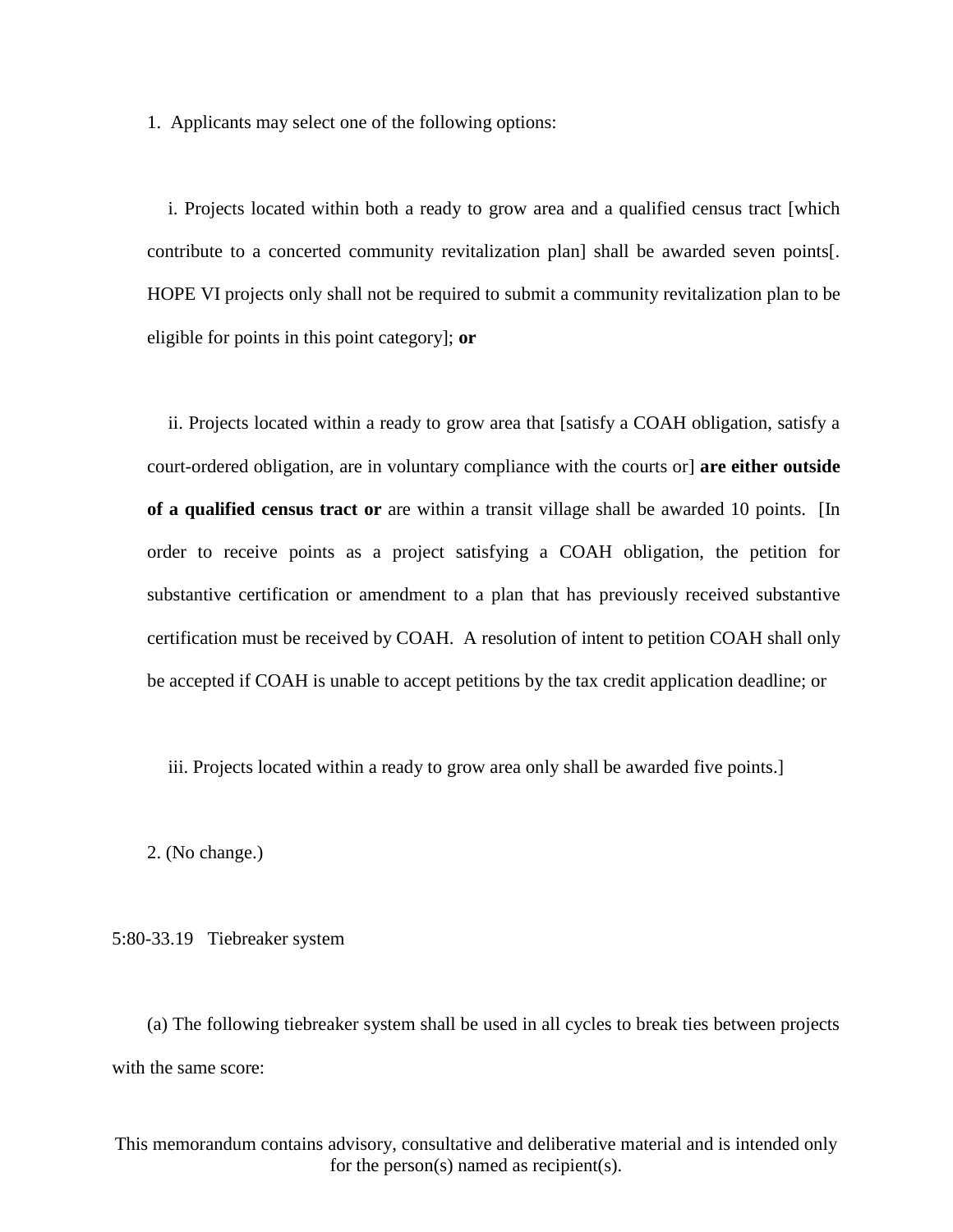1. Applicants may select one of the following options:

i. Projects located within both a ready to grow area and a qualified census tract [which contribute to a concerted community revitalization plan] shall be awarded seven points[. HOPE VI projects only shall not be required to submit a community revitalization plan to be eligible for points in this point category]; **or**

ii. Projects located within a ready to grow area that [satisfy a COAH obligation, satisfy a court-ordered obligation, are in voluntary compliance with the courts or] **are either outside of a qualified census tract or** are within a transit village shall be awarded 10 points. [In order to receive points as a project satisfying a COAH obligation, the petition for substantive certification or amendment to a plan that has previously received substantive certification must be received by COAH. A resolution of intent to petition COAH shall only be accepted if COAH is unable to accept petitions by the tax credit application deadline; or

iii. Projects located within a ready to grow area only shall be awarded five points.]

2. (No change.)

5:80-33.19 Tiebreaker system

(a) The following tiebreaker system shall be used in all cycles to break ties between projects with the same score:

This memorandum contains advisory, consultative and deliberative material and is intended only for the person(s) named as recipient(s).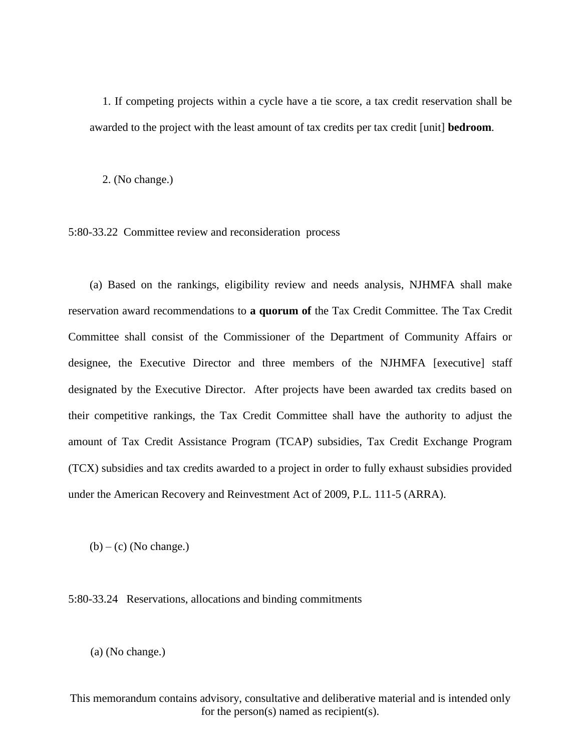1. If competing projects within a cycle have a tie score, a tax credit reservation shall be awarded to the project with the least amount of tax credits per tax credit [unit] **bedroom**.

2. (No change.)

5:80-33.22 Committee review and reconsideration process

(a) Based on the rankings, eligibility review and needs analysis, NJHMFA shall make reservation award recommendations to **a quorum of** the Tax Credit Committee. The Tax Credit Committee shall consist of the Commissioner of the Department of Community Affairs or designee, the Executive Director and three members of the NJHMFA [executive] staff designated by the Executive Director. After projects have been awarded tax credits based on their competitive rankings, the Tax Credit Committee shall have the authority to adjust the amount of Tax Credit Assistance Program (TCAP) subsidies, Tax Credit Exchange Program (TCX) subsidies and tax credits awarded to a project in order to fully exhaust subsidies provided under the American Recovery and Reinvestment Act of 2009, P.L. 111-5 (ARRA).

(b) – (c) (No change.)

5:80-33.24 Reservations, allocations and binding commitments

(a) (No change.)

This memorandum contains advisory, consultative and deliberative material and is intended only for the person(s) named as recipient(s).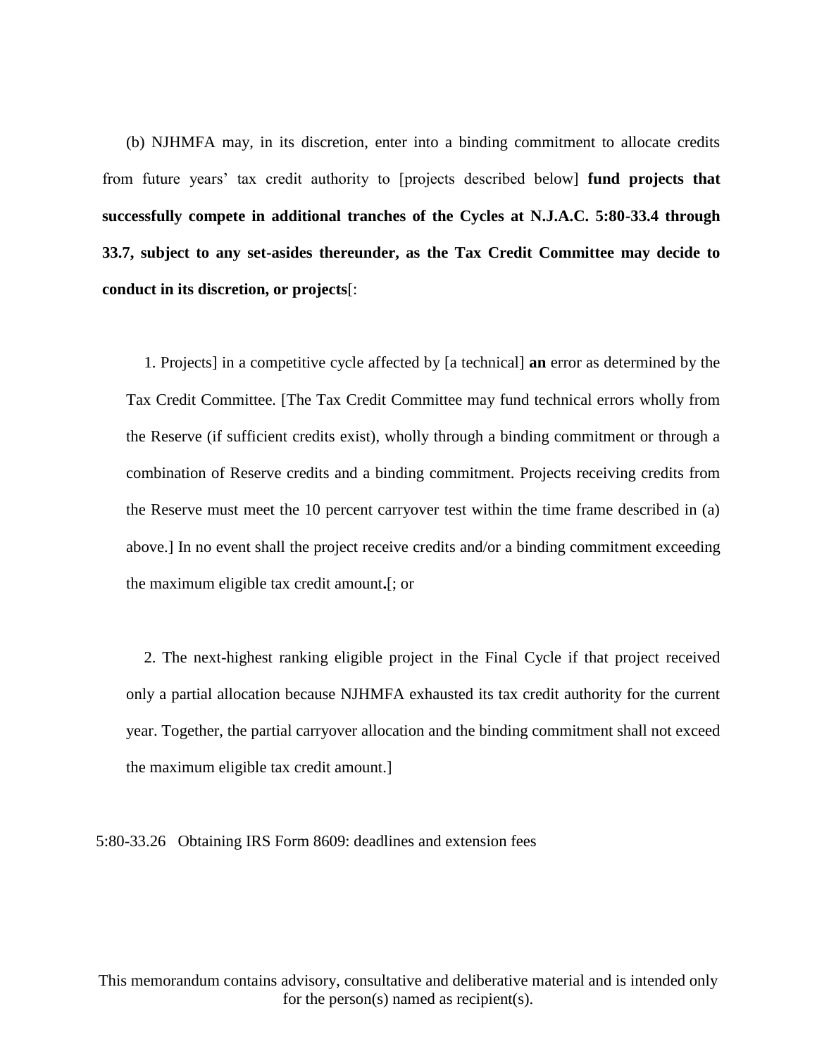(b) NJHMFA may, in its discretion, enter into a binding commitment to allocate credits from future years' tax credit authority to [projects described below] **fund projects that successfully compete in additional tranches of the Cycles at N.J.A.C. 5:80-33.4 through 33.7, subject to any set-asides thereunder, as the Tax Credit Committee may decide to conduct in its discretion, or projects**[:

1. Projects] in a competitive cycle affected by [a technical] **an** error as determined by the Tax Credit Committee. [The Tax Credit Committee may fund technical errors wholly from the Reserve (if sufficient credits exist), wholly through a binding commitment or through a combination of Reserve credits and a binding commitment. Projects receiving credits from the Reserve must meet the 10 percent carryover test within the time frame described in (a) above.] In no event shall the project receive credits and/or a binding commitment exceeding the maximum eligible tax credit amount**.**[; or

2. The next-highest ranking eligible project in the Final Cycle if that project received only a partial allocation because NJHMFA exhausted its tax credit authority for the current year. Together, the partial carryover allocation and the binding commitment shall not exceed the maximum eligible tax credit amount.]

5:80-33.26 Obtaining IRS Form 8609: deadlines and extension fees

This memorandum contains advisory, consultative and deliberative material and is intended only for the person(s) named as recipient(s).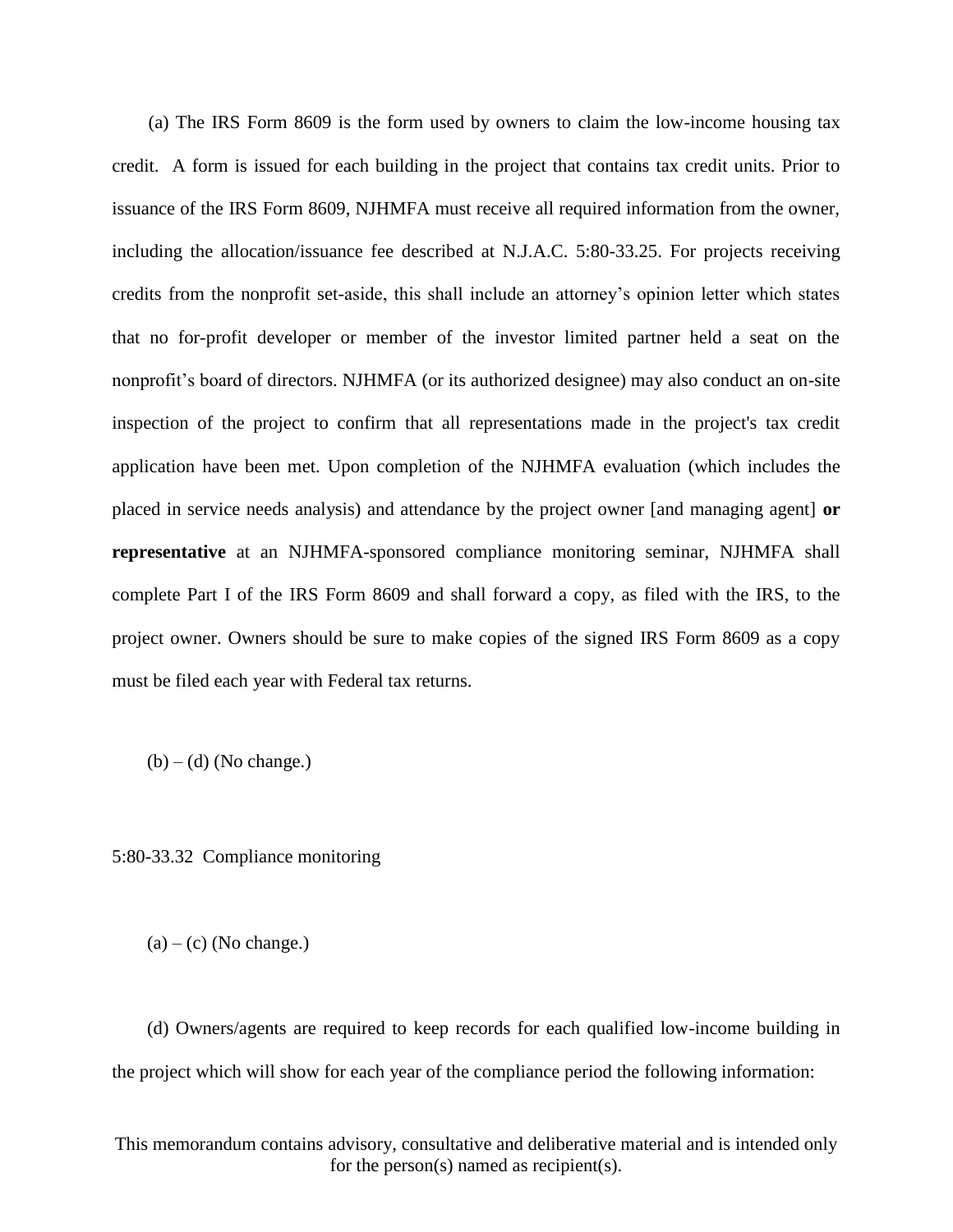(a) The IRS Form 8609 is the form used by owners to claim the low-income housing tax credit. A form is issued for each building in the project that contains tax credit units. Prior to issuance of the IRS Form 8609, NJHMFA must receive all required information from the owner, including the allocation/issuance fee described at N.J.A.C. 5:80-33.25. For projects receiving credits from the nonprofit set-aside, this shall include an attorney's opinion letter which states that no for-profit developer or member of the investor limited partner held a seat on the nonprofit's board of directors. NJHMFA (or its authorized designee) may also conduct an on-site inspection of the project to confirm that all representations made in the project's tax credit application have been met. Upon completion of the NJHMFA evaluation (which includes the placed in service needs analysis) and attendance by the project owner [and managing agent] **or representative** at an NJHMFA-sponsored compliance monitoring seminar, NJHMFA shall complete Part I of the IRS Form 8609 and shall forward a copy, as filed with the IRS, to the project owner. Owners should be sure to make copies of the signed IRS Form 8609 as a copy must be filed each year with Federal tax returns.

(b) – (d) (No change.)

5:80-33.32 Compliance monitoring

(a) – (c) (No change.)

(d) Owners/agents are required to keep records for each qualified low-income building in the project which will show for each year of the compliance period the following information:

This memorandum contains advisory, consultative and deliberative material and is intended only for the person(s) named as recipient(s).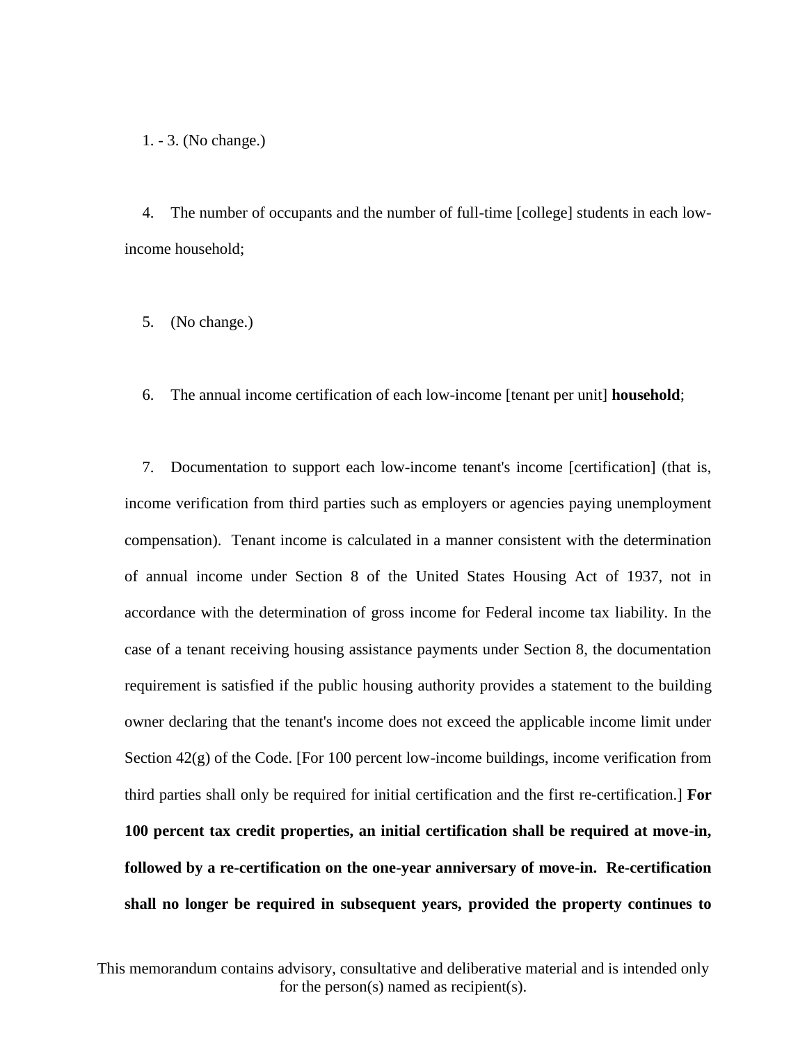1. - 3. (No change.)

4. The number of occupants and the number of full-time [college] students in each low-income household;

5. (No change.)

6. The annual income certification of each low-income [tenant per unit] **household**;

7. Documentation to support each low-income tenant's income [certification] (that is, income verification from third parties such as employers or agencies paying unemployment compensation). Tenant income is calculated in a manner consistent with the determination of annual income under Section 8 of the United States Housing Act of 1937, not in accordance with the determination of gross income for Federal income tax liability. In the case of a tenant receiving housing assistance payments under Section 8, the documentation requirement is satisfied if the public housing authority provides a statement to the building owner declaring that the tenant's income does not exceed the applicable income limit under Section 42(g) of the Code. [For 100 percent low-income buildings, income verification from third parties shall only be required for initial certification and the first re-certification.] **For 100 percent tax credit properties, an initial certification shall be required at move-in, followed by a re-certification on the one-year anniversary of move-in. Re-certification shall no longer be required in subsequent years, provided the property continues to**

This memorandum contains advisory, consultative and deliberative material and is intended only for the person(s) named as recipient(s).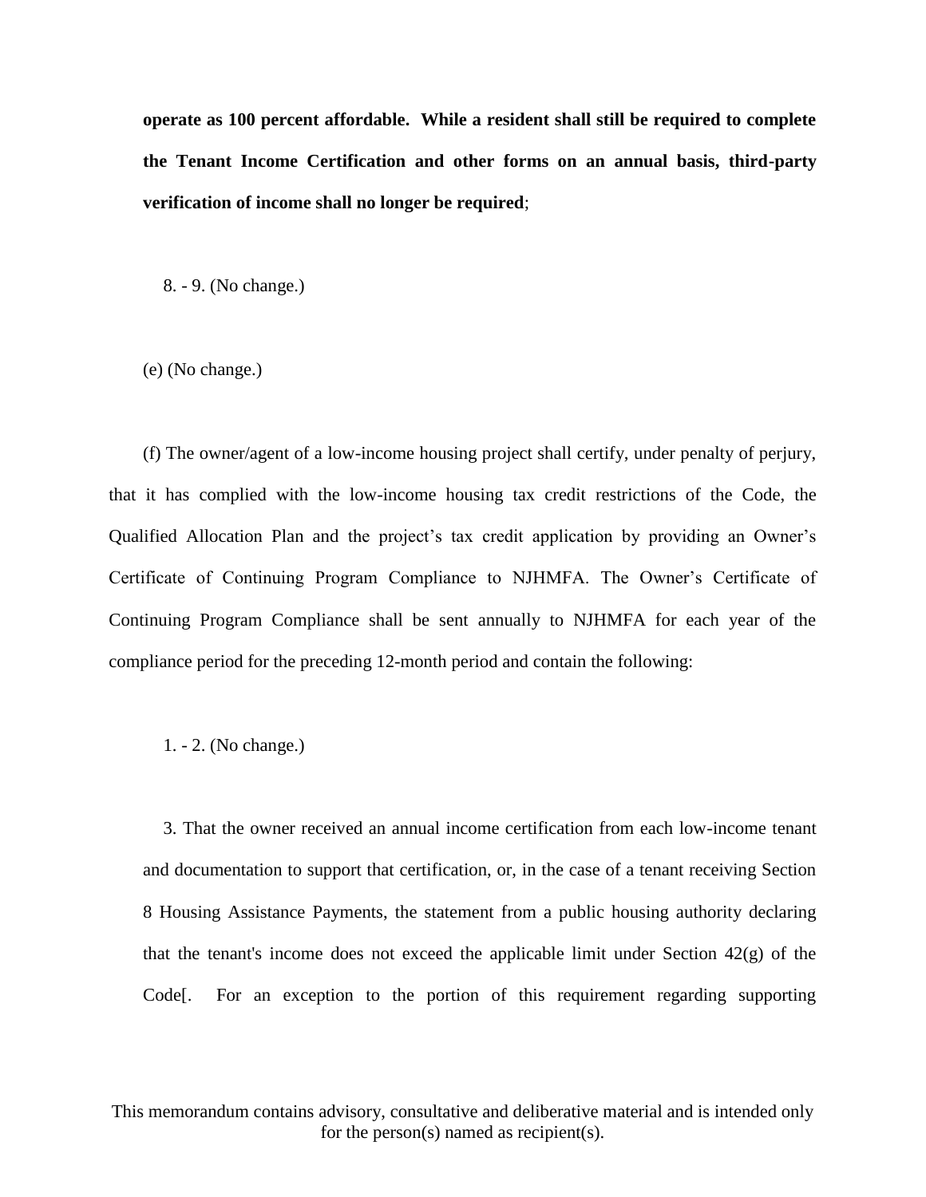**operate as 100 percent affordable. While a resident shall still be required to complete the Tenant Income Certification and other forms on an annual basis, third-party verification of income shall no longer be required**;

8. - 9. (No change.)

(e) (No change.)

(f) The owner/agent of a low-income housing project shall certify, under penalty of perjury, that it has complied with the low-income housing tax credit restrictions of the Code, the Qualified Allocation Plan and the project's tax credit application by providing an Owner's Certificate of Continuing Program Compliance to NJHMFA. The Owner's Certificate of Continuing Program Compliance shall be sent annually to NJHMFA for each year of the compliance period for the preceding 12-month period and contain the following:

1. - 2. (No change.)

3. That the owner received an annual income certification from each low-income tenant and documentation to support that certification, or, in the case of a tenant receiving Section 8 Housing Assistance Payments, the statement from a public housing authority declaring that the tenant's income does not exceed the applicable limit under Section 42(g) of the Code[. For an exception to the portion of this requirement regarding supporting

This memorandum contains advisory, consultative and deliberative material and is intended only for the person(s) named as recipient(s).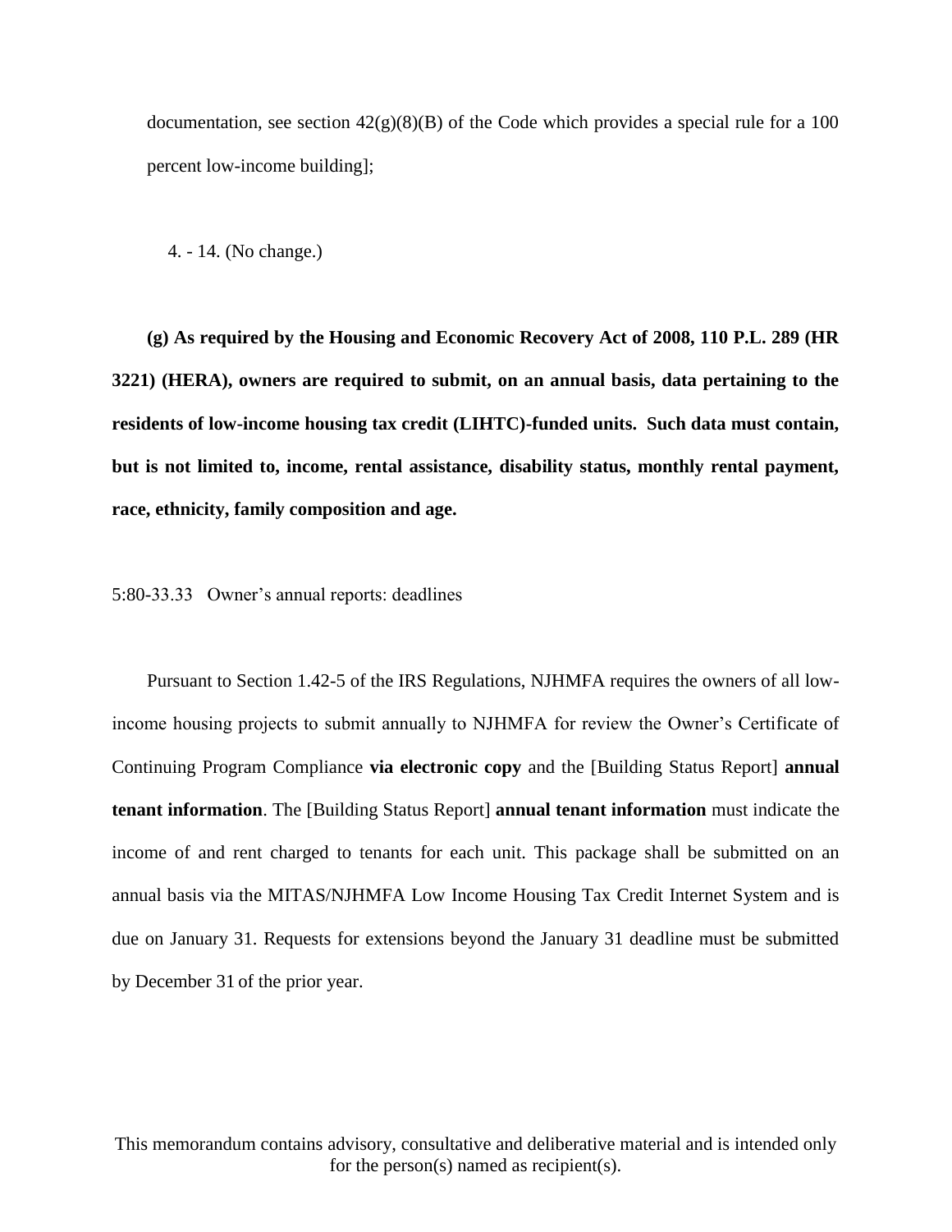documentation, see section 42(g)(8)(B) of the Code which provides a special rule for a 100 percent low-income building];

4. - 14. (No change.)

**(g) As required by the Housing and Economic Recovery Act of 2008, 110 P.L. 289 (HR 3221) (HERA), owners are required to submit, on an annual basis, data pertaining to the residents of low-income housing tax credit (LIHTC)-funded units. Such data must contain, but is not limited to, income, rental assistance, disability status, monthly rental payment, race, ethnicity, family composition and age.**

5:80-33.33 Owner's annual reports: deadlines

Pursuant to Section 1.42-5 of the IRS Regulations, NJHMFA requires the owners of all low-income housing projects to submit annually to NJHMFA for review the Owner's Certificate of Continuing Program Compliance **via electronic copy** and the [Building Status Report] **annual tenant information**. The [Building Status Report] **annual tenant information** must indicate the income of and rent charged to tenants for each unit. This package shall be submitted on an annual basis via the MITAS/NJHMFA Low Income Housing Tax Credit Internet System and is due on January 31. Requests for extensions beyond the January 31 deadline must be submitted by December 31 of the prior year.

This memorandum contains advisory, consultative and deliberative material and is intended only for the person(s) named as recipient(s).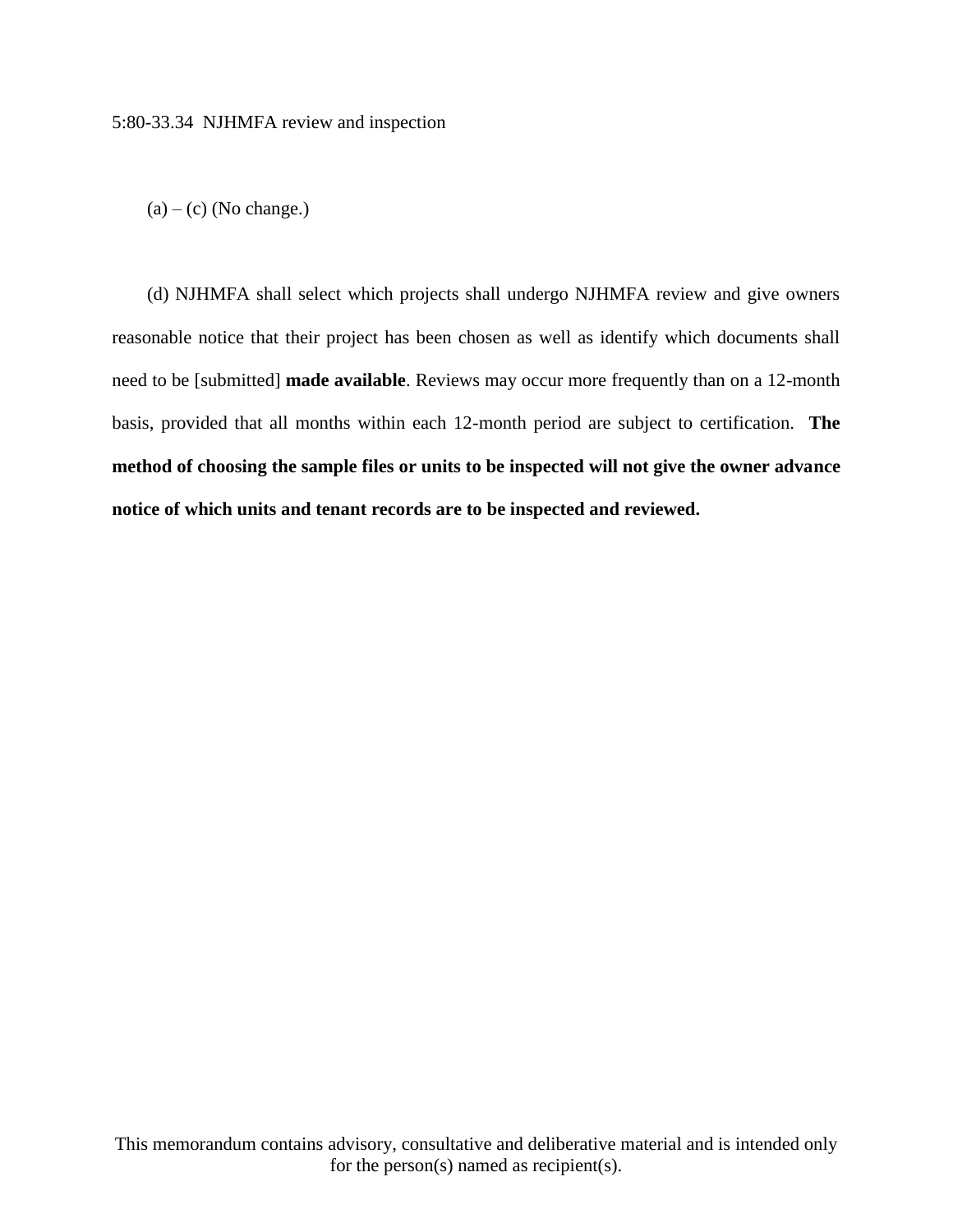5:80-33.34 NJHMFA review and inspection

(a) – (c) (No change.)

(d) NJHMFA shall select which projects shall undergo NJHMFA review and give owners reasonable notice that their project has been chosen as well as identify which documents shall need to be [submitted] **made available**. Reviews may occur more frequently than on a 12-month basis, provided that all months within each 12-month period are subject to certification. **The method of choosing the sample files or units to be inspected will not give the owner advance notice of which units and tenant records are to be inspected and reviewed.**

This memorandum contains advisory, consultative and deliberative material and is intended only for the person(s) named as recipient(s).